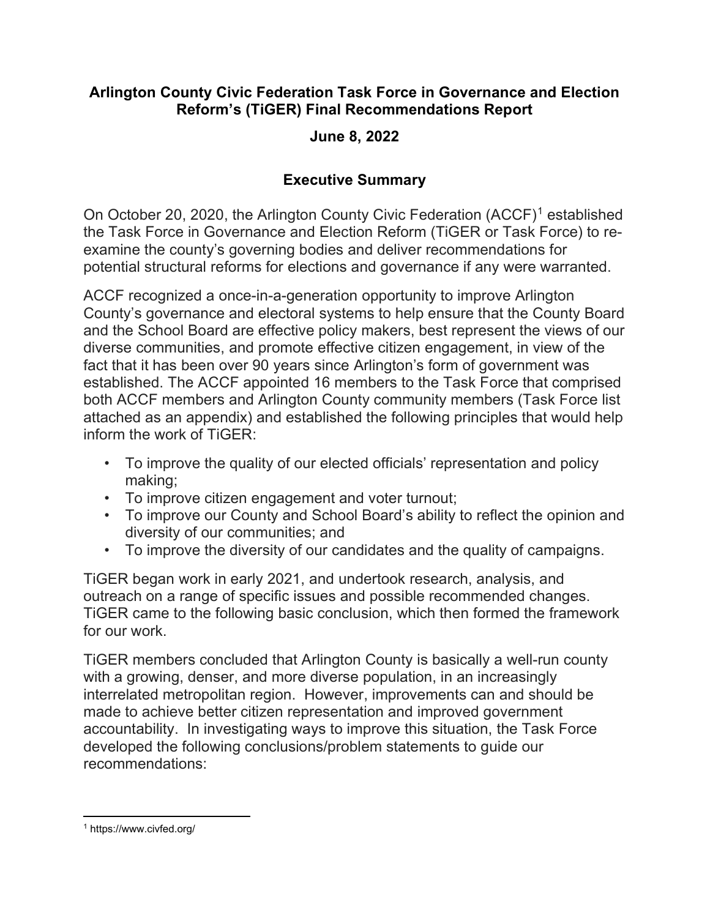# Arlington County Civic Federation Task Force in Governance and Election Reform's (TiGER) Final Recommendations Report

**June 8, 2022**

## Executive Summary

On October 20, 2020, the Arlington County Civic Federation (ACCF)[1] established the Task Force in Governance and Election Reform (TiGER or Task Force) to re-examine the county's governing bodies and deliver recommendations for potential structural reforms for elections and governance if any were warranted.

ACCF recognized a once-in-a-generation opportunity to improve Arlington County's governance and electoral systems to help ensure that the County Board and the School Board are effective policy makers, best represent the views of our diverse communities, and promote effective citizen engagement, in view of the fact that it has been over 90 years since Arlington's form of government was established. The ACCF appointed 16 members to the Task Force that comprised both ACCF members and Arlington County community members (Task Force list attached as an appendix) and established the following principles that would help inform the work of TiGER:

- To improve the quality of our elected officials' representation and policy making;
- To improve citizen engagement and voter turnout;
- To improve our County and School Board's ability to reflect the opinion and diversity of our communities; and
- To improve the diversity of our candidates and the quality of campaigns.

TiGER began work in early 2021, and undertook research, analysis, and outreach on a range of specific issues and possible recommended changes. TiGER came to the following basic conclusion, which then formed the framework for our work.

TiGER members concluded that Arlington County is basically a well-run county with a growing, denser, and more diverse population, in an increasingly interrelated metropolitan region. However, improvements can and should be made to achieve better citizen representation and improved government accountability. In investigating ways to improve this situation, the Task Force developed the following conclusions/problem statements to guide our recommendations:

---

[1] https://www.civfed.org/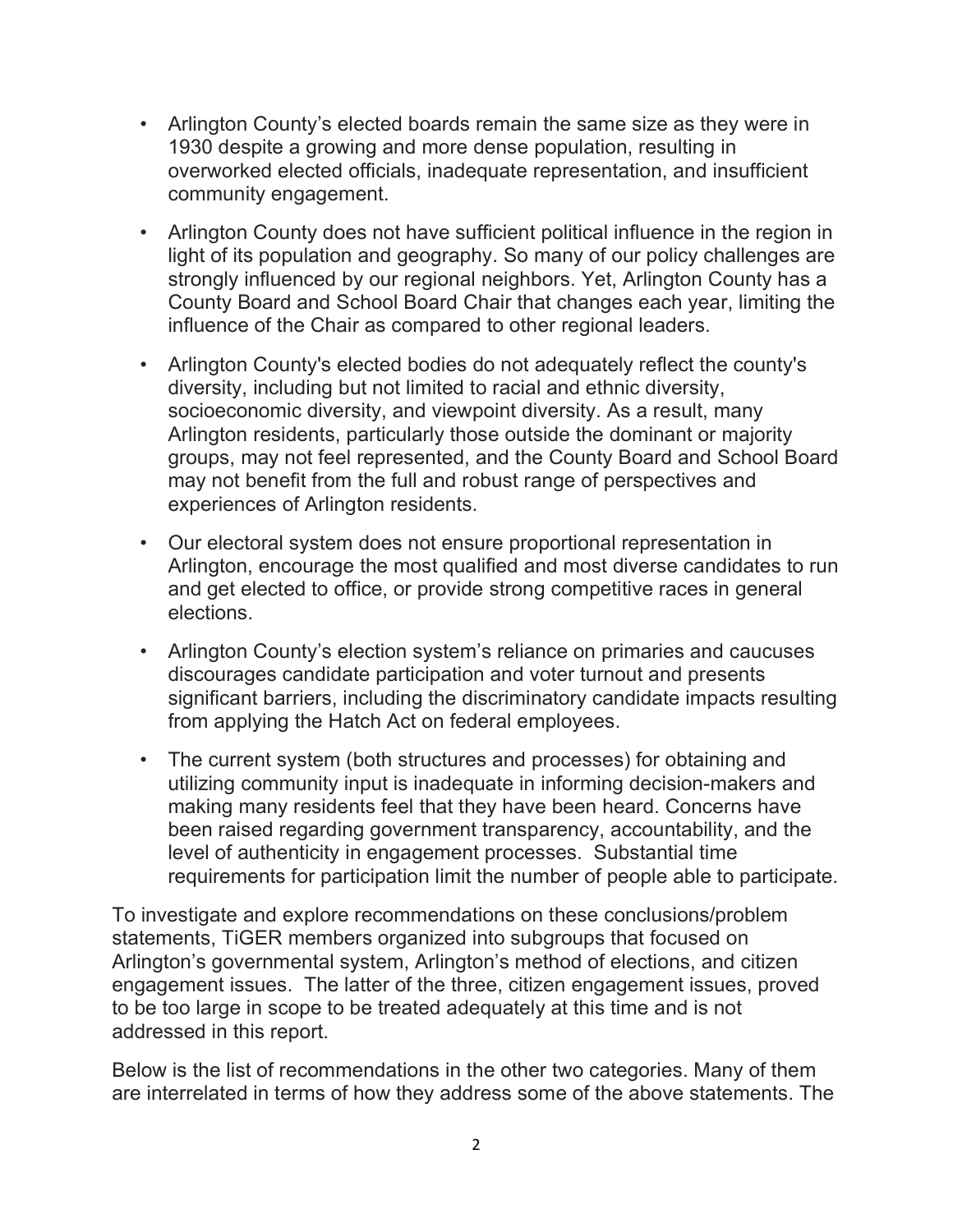- Arlington County's elected boards remain the same size as they were in 1930 despite a growing and more dense population, resulting in overworked elected officials, inadequate representation, and insufficient community engagement.
- Arlington County does not have sufficient political influence in the region in light of its population and geography. So many of our policy challenges are strongly influenced by our regional neighbors. Yet, Arlington County has a County Board and School Board Chair that changes each year, limiting the influence of the Chair as compared to other regional leaders.
- Arlington County's elected bodies do not adequately reflect the county's diversity, including but not limited to racial and ethnic diversity, socioeconomic diversity, and viewpoint diversity. As a result, many Arlington residents, particularly those outside the dominant or majority groups, may not feel represented, and the County Board and School Board may not benefit from the full and robust range of perspectives and experiences of Arlington residents.
- Our electoral system does not ensure proportional representation in Arlington, encourage the most qualified and most diverse candidates to run and get elected to office, or provide strong competitive races in general elections.
- Arlington County's election system's reliance on primaries and caucuses discourages candidate participation and voter turnout and presents significant barriers, including the discriminatory candidate impacts resulting from applying the Hatch Act on federal employees.
- The current system (both structures and processes) for obtaining and utilizing community input is inadequate in informing decision-makers and making many residents feel that they have been heard. Concerns have been raised regarding government transparency, accountability, and the level of authenticity in engagement processes. Substantial time requirements for participation limit the number of people able to participate.

To investigate and explore recommendations on these conclusions/problem statements, TiGER members organized into subgroups that focused on Arlington's governmental system, Arlington's method of elections, and citizen engagement issues. The latter of the three, citizen engagement issues, proved to be too large in scope to be treated adequately at this time and is not addressed in this report.

Below is the list of recommendations in the other two categories. Many of them are interrelated in terms of how they address some of the above statements. The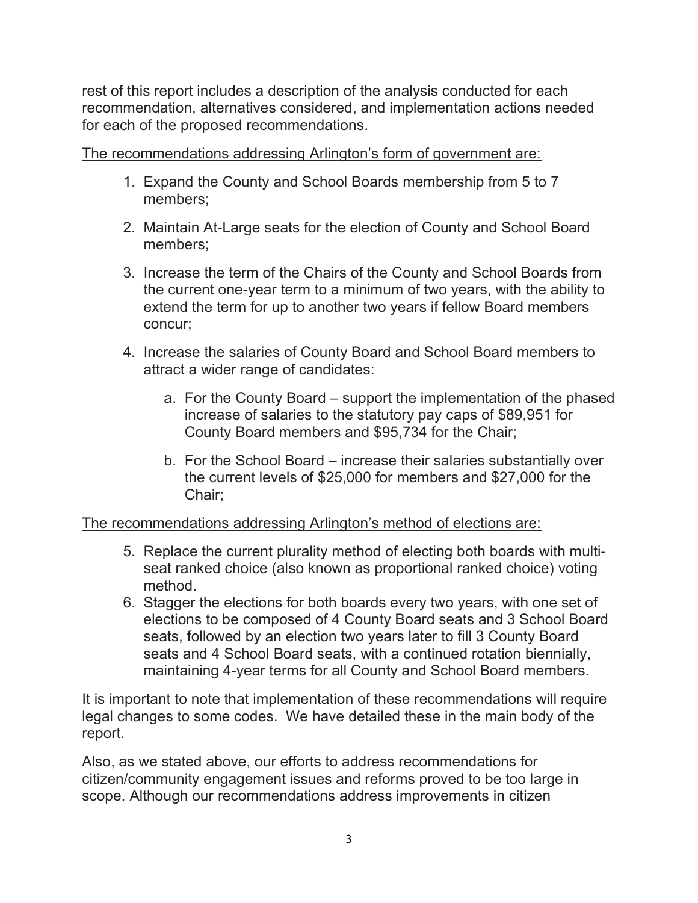rest of this report includes a description of the analysis conducted for each recommendation, alternatives considered, and implementation actions needed for each of the proposed recommendations.

<u>The recommendations addressing Arlington's form of government are:</u>

1. Expand the County and School Boards membership from 5 to 7 members;
2. Maintain At-Large seats for the election of County and School Board members;
3. Increase the term of the Chairs of the County and School Boards from the current one-year term to a minimum of two years, with the ability to extend the term for up to another two years if fellow Board members concur;
4. Increase the salaries of County Board and School Board members to attract a wider range of candidates:
   a. For the County Board – support the implementation of the phased increase of salaries to the statutory pay caps of $89,951 for County Board members and $95,734 for the Chair;
   b. For the School Board – increase their salaries substantially over the current levels of $25,000 for members and $27,000 for the Chair;

<u>The recommendations addressing Arlington's method of elections are:</u>

5. Replace the current plurality method of electing both boards with multi-seat ranked choice (also known as proportional ranked choice) voting method.
6. Stagger the elections for both boards every two years, with one set of elections to be composed of 4 County Board seats and 3 School Board seats, followed by an election two years later to fill 3 County Board seats and 4 School Board seats, with a continued rotation biennially, maintaining 4-year terms for all County and School Board members.

It is important to note that implementation of these recommendations will require legal changes to some codes. We have detailed these in the main body of the report.

Also, as we stated above, our efforts to address recommendations for citizen/community engagement issues and reforms proved to be too large in scope. Although our recommendations address improvements in citizen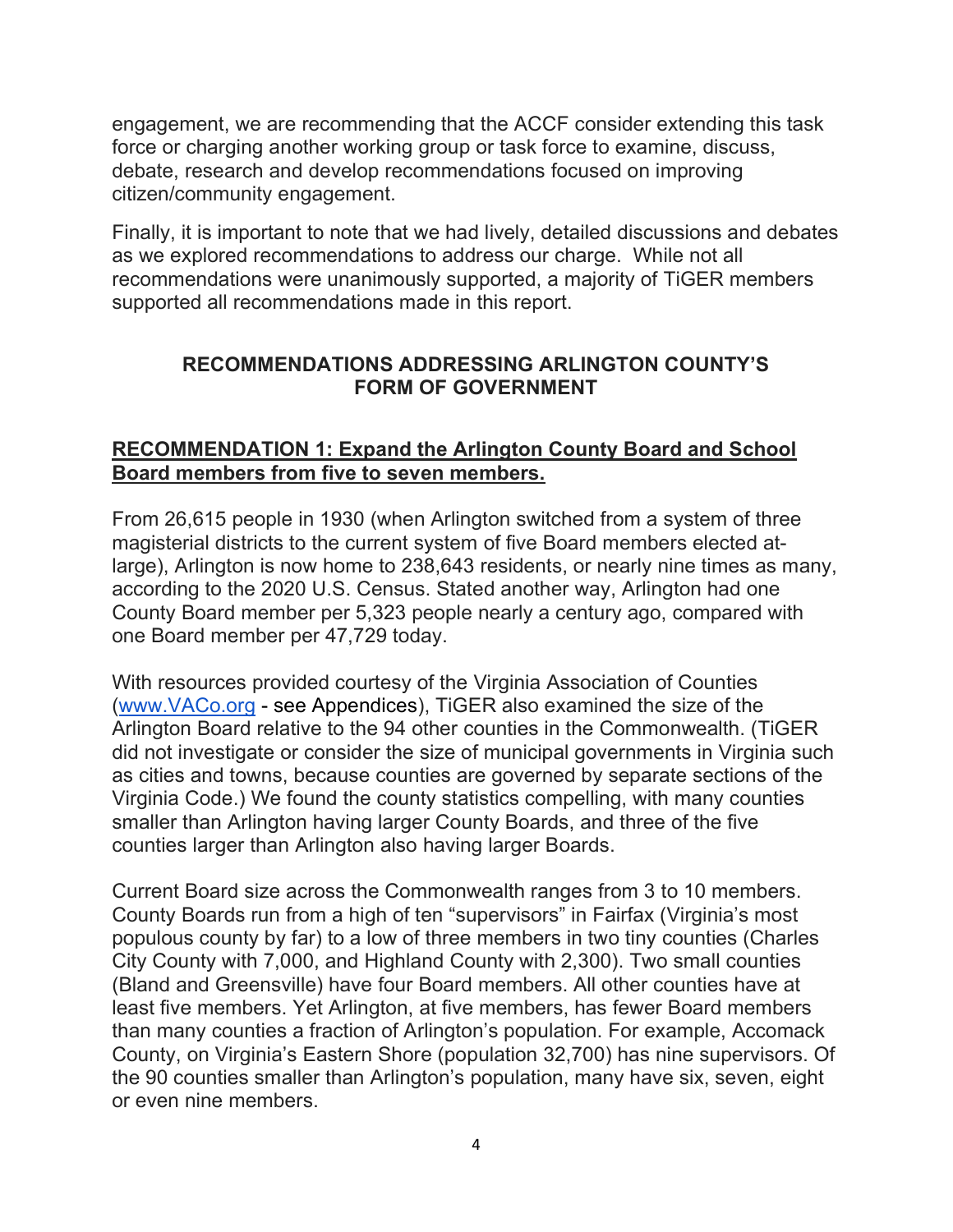engagement, we are recommending that the ACCF consider extending this task force or charging another working group or task force to examine, discuss, debate, research and develop recommendations focused on improving citizen/community engagement.

Finally, it is important to note that we had lively, detailed discussions and debates as we explored recommendations to address our charge. While not all recommendations were unanimously supported, a majority of TiGER members supported all recommendations made in this report.

## RECOMMENDATIONS ADDRESSING ARLINGTON COUNTY'S FORM OF GOVERNMENT

### RECOMMENDATION 1: Expand the Arlington County Board and School Board members from five to seven members.

From 26,615 people in 1930 (when Arlington switched from a system of three magisterial districts to the current system of five Board members elected at-large), Arlington is now home to 238,643 residents, or nearly nine times as many, according to the 2020 U.S. Census. Stated another way, Arlington had one County Board member per 5,323 people nearly a century ago, compared with one Board member per 47,729 today.

With resources provided courtesy of the Virginia Association of Counties ([www.VACo.org](http://www.VACo.org) - see Appendices), TiGER also examined the size of the Arlington Board relative to the 94 other counties in the Commonwealth. (TiGER did not investigate or consider the size of municipal governments in Virginia such as cities and towns, because counties are governed by separate sections of the Virginia Code.) We found the county statistics compelling, with many counties smaller than Arlington having larger County Boards, and three of the five counties larger than Arlington also having larger Boards.

Current Board size across the Commonwealth ranges from 3 to 10 members. County Boards run from a high of ten "supervisors" in Fairfax (Virginia's most populous county by far) to a low of three members in two tiny counties (Charles City County with 7,000, and Highland County with 2,300). Two small counties (Bland and Greensville) have four Board members. All other counties have at least five members. Yet Arlington, at five members, has fewer Board members than many counties a fraction of Arlington's population. For example, Accomack County, on Virginia's Eastern Shore (population 32,700) has nine supervisors. Of the 90 counties smaller than Arlington's population, many have six, seven, eight or even nine members.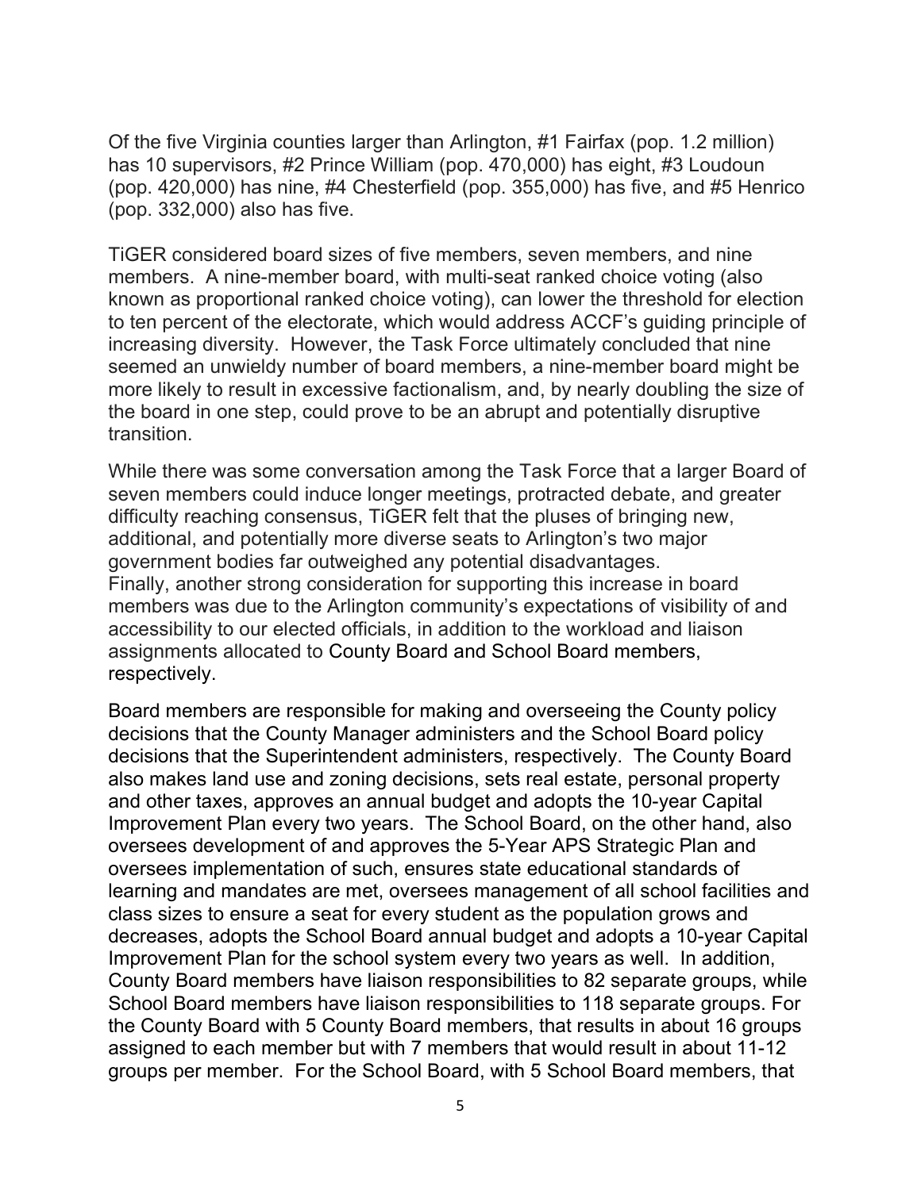Of the five Virginia counties larger than Arlington, #1 Fairfax (pop. 1.2 million) has 10 supervisors, #2 Prince William (pop. 470,000) has eight, #3 Loudoun (pop. 420,000) has nine, #4 Chesterfield (pop. 355,000) has five, and #5 Henrico (pop. 332,000) also has five.

TiGER considered board sizes of five members, seven members, and nine members. A nine-member board, with multi-seat ranked choice voting (also known as proportional ranked choice voting), can lower the threshold for election to ten percent of the electorate, which would address ACCF's guiding principle of increasing diversity. However, the Task Force ultimately concluded that nine seemed an unwieldy number of board members, a nine-member board might be more likely to result in excessive factionalism, and, by nearly doubling the size of the board in one step, could prove to be an abrupt and potentially disruptive transition.

While there was some conversation among the Task Force that a larger Board of seven members could induce longer meetings, protracted debate, and greater difficulty reaching consensus, TiGER felt that the pluses of bringing new, additional, and potentially more diverse seats to Arlington's two major government bodies far outweighed any potential disadvantages.
Finally, another strong consideration for supporting this increase in board members was due to the Arlington community's expectations of visibility of and accessibility to our elected officials, in addition to the workload and liaison assignments allocated to County Board and School Board members, respectively.

Board members are responsible for making and overseeing the County policy decisions that the County Manager administers and the School Board policy decisions that the Superintendent administers, respectively. The County Board also makes land use and zoning decisions, sets real estate, personal property and other taxes, approves an annual budget and adopts the 10-year Capital Improvement Plan every two years. The School Board, on the other hand, also oversees development of and approves the 5-Year APS Strategic Plan and oversees implementation of such, ensures state educational standards of learning and mandates are met, oversees management of all school facilities and class sizes to ensure a seat for every student as the population grows and decreases, adopts the School Board annual budget and adopts a 10-year Capital Improvement Plan for the school system every two years as well. In addition, County Board members have liaison responsibilities to 82 separate groups, while School Board members have liaison responsibilities to 118 separate groups. For the County Board with 5 County Board members, that results in about 16 groups assigned to each member but with 7 members that would result in about 11-12 groups per member. For the School Board, with 5 School Board members, that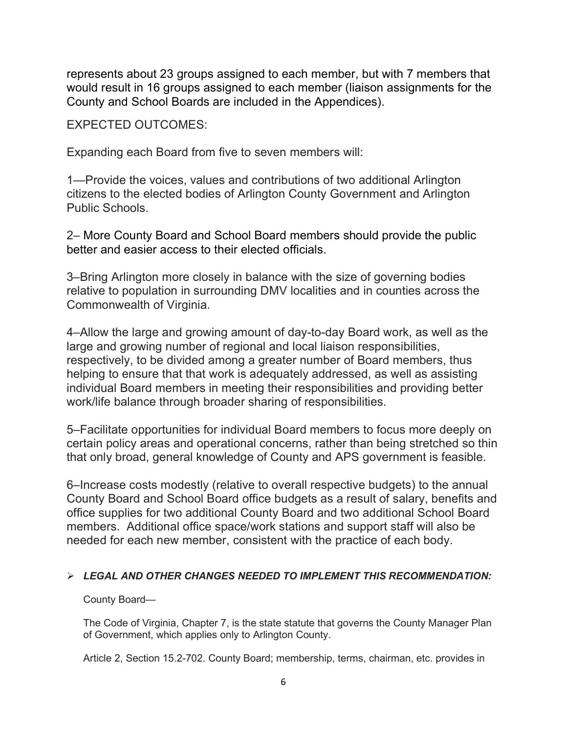represents about 23 groups assigned to each member, but with 7 members that would result in 16 groups assigned to each member (liaison assignments for the County and School Boards are included in the Appendices).

EXPECTED OUTCOMES:

Expanding each Board from five to seven members will:

1—Provide the voices, values and contributions of two additional Arlington citizens to the elected bodies of Arlington County Government and Arlington Public Schools.

2– More County Board and School Board members should provide the public better and easier access to their elected officials.

3–Bring Arlington more closely in balance with the size of governing bodies relative to population in surrounding DMV localities and in counties across the Commonwealth of Virginia.

4–Allow the large and growing amount of day-to-day Board work, as well as the large and growing number of regional and local liaison responsibilities, respectively, to be divided among a greater number of Board members, thus helping to ensure that that work is adequately addressed, as well as assisting individual Board members in meeting their responsibilities and providing better work/life balance through broader sharing of responsibilities.

5–Facilitate opportunities for individual Board members to focus more deeply on certain policy areas and operational concerns, rather than being stretched so thin that only broad, general knowledge of County and APS government is feasible.

6–Increase costs modestly (relative to overall respective budgets) to the annual County Board and School Board office budgets as a result of salary, benefits and office supplies for two additional County Board and two additional School Board members. Additional office space/work stations and support staff will also be needed for each new member, consistent with the practice of each body.

- ***LEGAL AND OTHER CHANGES NEEDED TO IMPLEMENT THIS RECOMMENDATION:***

County Board—

The Code of Virginia, Chapter 7, is the state statute that governs the County Manager Plan of Government, which applies only to Arlington County.

Article 2, Section 15.2-702. County Board; membership, terms, chairman, etc. provides in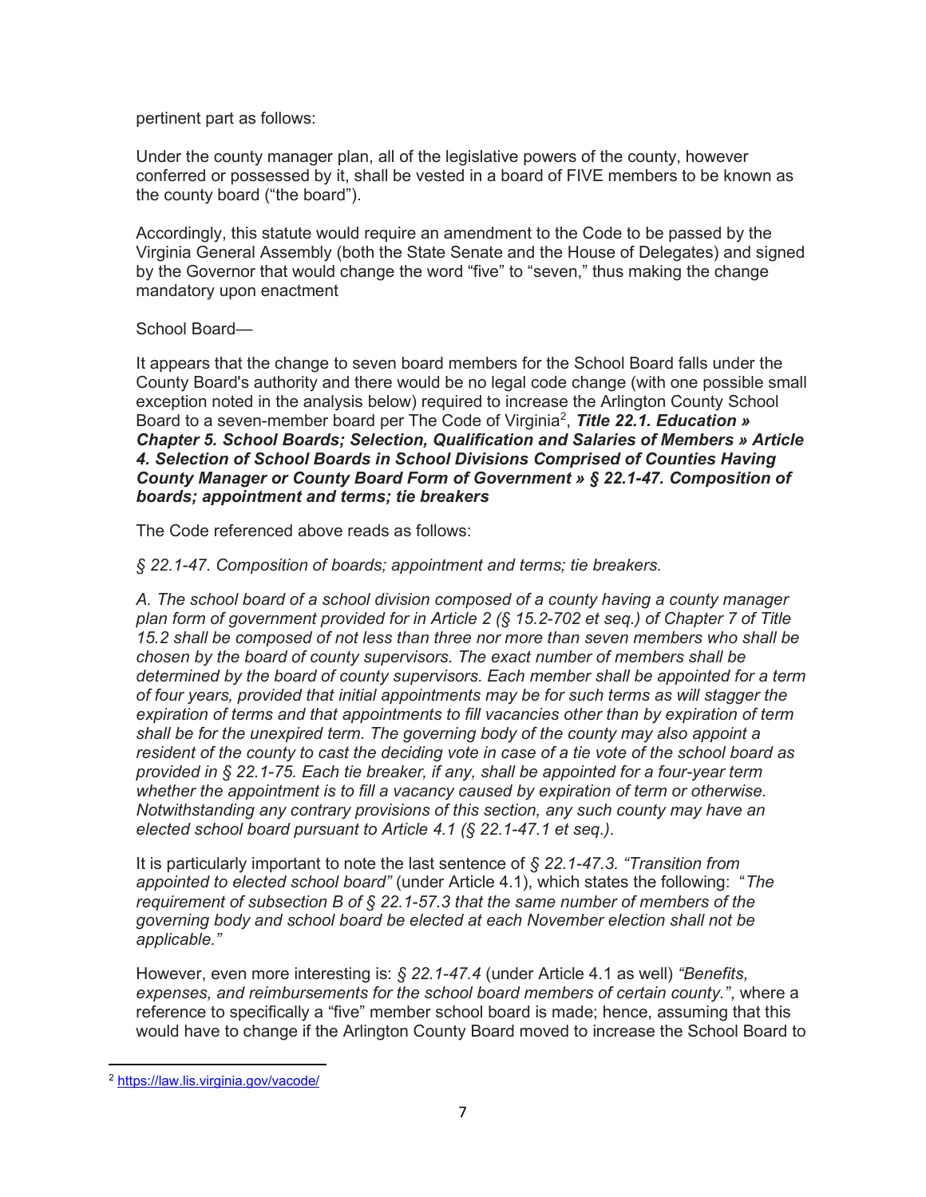pertinent part as follows:

Under the county manager plan, all of the legislative powers of the county, however conferred or possessed by it, shall be vested in a board of FIVE members to be known as the county board ("the board").

Accordingly, this statute would require an amendment to the Code to be passed by the Virginia General Assembly (both the State Senate and the House of Delegates) and signed by the Governor that would change the word "five" to "seven," thus making the change mandatory upon enactment

School Board—

It appears that the change to seven board members for the School Board falls under the County Board's authority and there would be no legal code change (with one possible small exception noted in the analysis below) required to increase the Arlington County School Board to a seven-member board per The Code of Virginia[2], ***Title 22.1. Education » Chapter 5. School Boards; Selection, Qualification and Salaries of Members » Article 4. Selection of School Boards in School Divisions Comprised of Counties Having County Manager or County Board Form of Government » § 22.1-47. Composition of boards; appointment and terms; tie breakers***

The Code referenced above reads as follows:

*§ 22.1-47. Composition of boards; appointment and terms; tie breakers.*

*A. The school board of a school division composed of a county having a county manager plan form of government provided for in Article 2 (§ 15.2-702 et seq.) of Chapter 7 of Title 15.2 shall be composed of not less than three nor more than seven members who shall be chosen by the board of county supervisors. The exact number of members shall be determined by the board of county supervisors. Each member shall be appointed for a term of four years, provided that initial appointments may be for such terms as will stagger the expiration of terms and that appointments to fill vacancies other than by expiration of term shall be for the unexpired term. The governing body of the county may also appoint a resident of the county to cast the deciding vote in case of a tie vote of the school board as provided in § 22.1-75. Each tie breaker, if any, shall be appointed for a four-year term whether the appointment is to fill a vacancy caused by expiration of term or otherwise. Notwithstanding any contrary provisions of this section, any such county may have an elected school board pursuant to Article 4.1 (§ 22.1-47.1 et seq.).*

It is particularly important to note the last sentence of *§ 22.1-47.3. "Transition from appointed to elected school board"* (under Article 4.1), which states the following: "*The requirement of subsection B of § 22.1-57.3 that the same number of members of the governing body and school board be elected at each November election shall not be applicable."*

However, even more interesting is: *§ 22.1-47.4* (under Article 4.1 as well) *"Benefits, expenses, and reimbursements for the school board members of certain county."*, where a reference to specifically a "five" member school board is made; hence, assuming that this would have to change if the Arlington County Board moved to increase the School Board to

[2] https://law.lis.virginia.gov/vacode/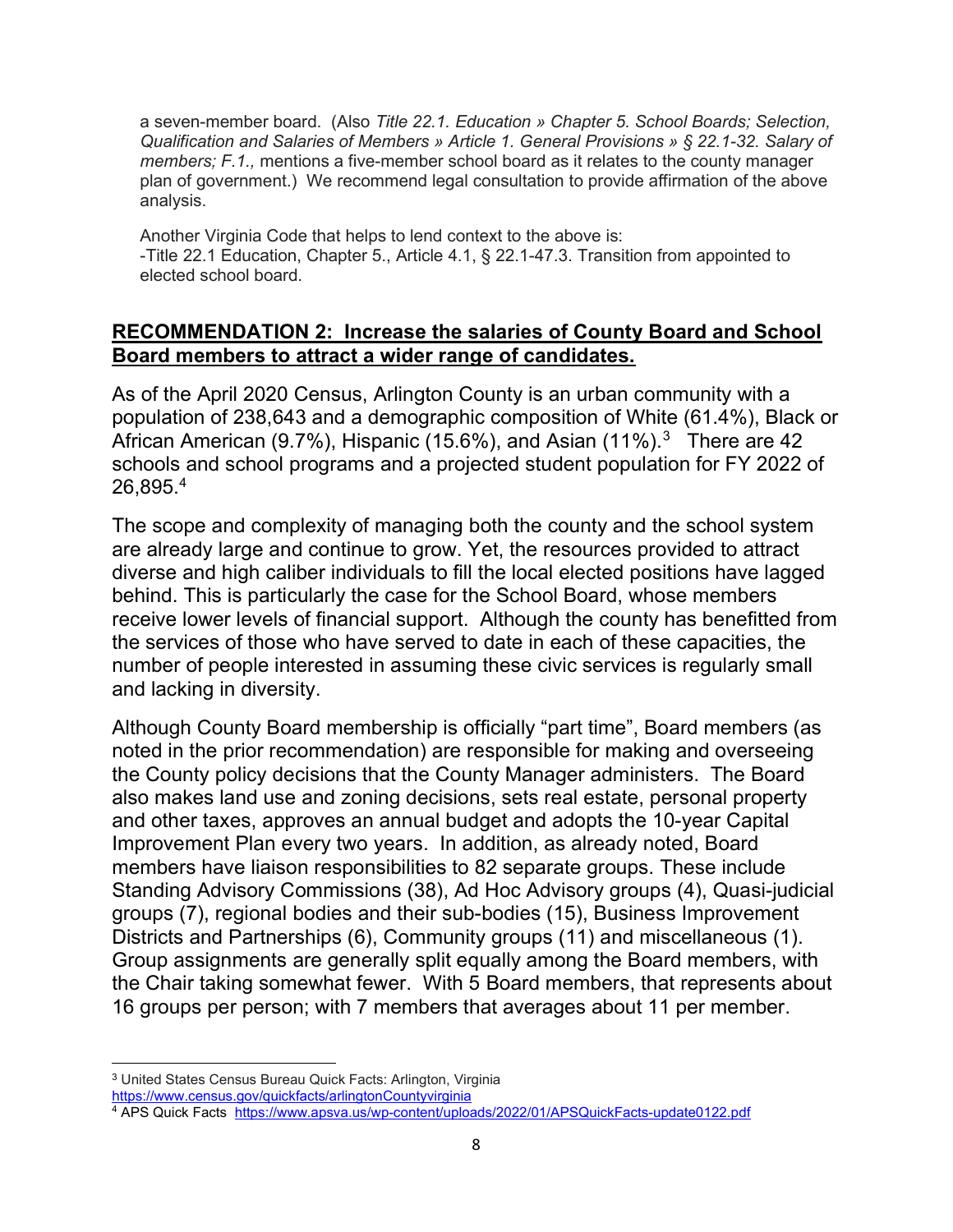a seven-member board. (Also *Title 22.1. Education » Chapter 5. School Boards; Selection, Qualification and Salaries of Members » Article 1. General Provisions » § 22.1-32. Salary of members; F.1.,* mentions a five-member school board as it relates to the county manager plan of government.) We recommend legal consultation to provide affirmation of the above analysis.

Another Virginia Code that helps to lend context to the above is:
-Title 22.1 Education, Chapter 5., Article 4.1, § 22.1-47.3. Transition from appointed to elected school board.

## **RECOMMENDATION 2: Increase the salaries of County Board and School Board members to attract a wider range of candidates.**

As of the April 2020 Census, Arlington County is an urban community with a population of 238,643 and a demographic composition of White (61.4%), Black or African American (9.7%), Hispanic (15.6%), and Asian (11%).[3] There are 42 schools and school programs and a projected student population for FY 2022 of 26,895.[4]

The scope and complexity of managing both the county and the school system are already large and continue to grow. Yet, the resources provided to attract diverse and high caliber individuals to fill the local elected positions have lagged behind. This is particularly the case for the School Board, whose members receive lower levels of financial support. Although the county has benefitted from the services of those who have served to date in each of these capacities, the number of people interested in assuming these civic services is regularly small and lacking in diversity.

Although County Board membership is officially "part time", Board members (as noted in the prior recommendation) are responsible for making and overseeing the County policy decisions that the County Manager administers. The Board also makes land use and zoning decisions, sets real estate, personal property and other taxes, approves an annual budget and adopts the 10-year Capital Improvement Plan every two years. In addition, as already noted, Board members have liaison responsibilities to 82 separate groups. These include Standing Advisory Commissions (38), Ad Hoc Advisory groups (4), Quasi-judicial groups (7), regional bodies and their sub-bodies (15), Business Improvement Districts and Partnerships (6), Community groups (11) and miscellaneous (1). Group assignments are generally split equally among the Board members, with the Chair taking somewhat fewer. With 5 Board members, that represents about 16 groups per person; with 7 members that averages about 11 per member.

---

[3] United States Census Bureau Quick Facts: Arlington, Virginia https://www.census.gov/quickfacts/arlingtonCountyvirginia

[4] APS Quick Facts https://www.apsva.us/wp-content/uploads/2022/01/APSQuickFacts-update0122.pdf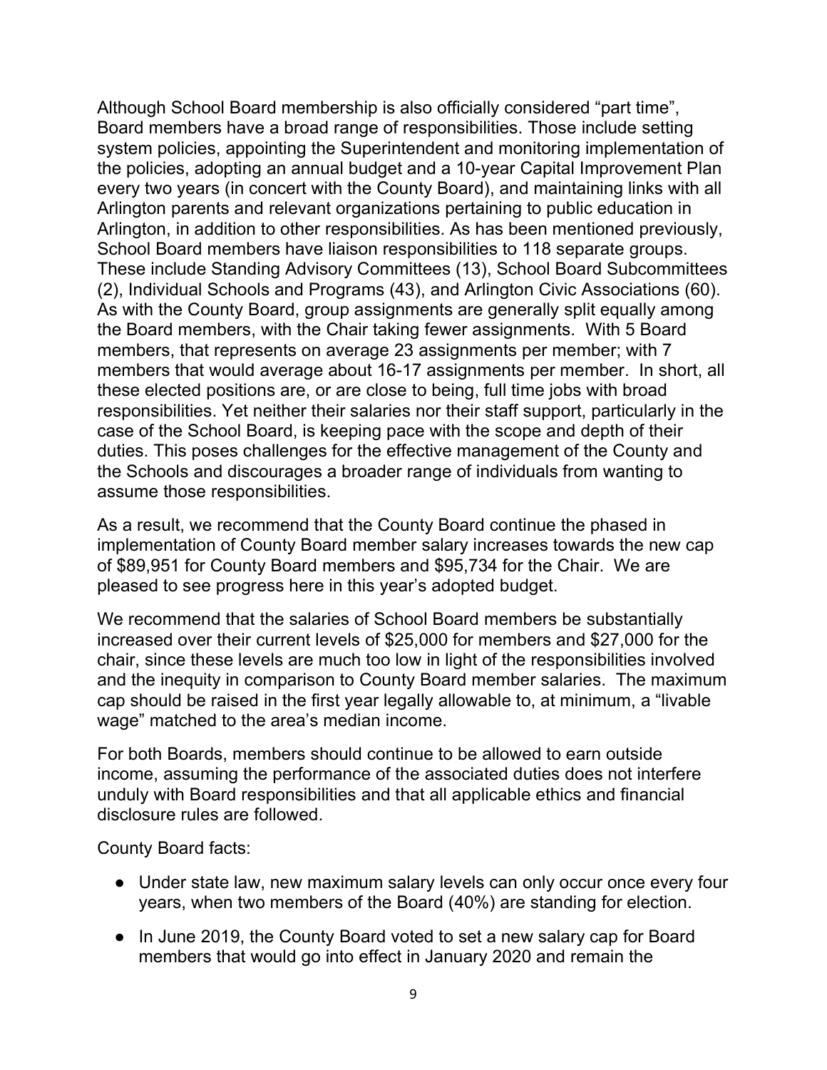Although School Board membership is also officially considered "part time", Board members have a broad range of responsibilities. Those include setting system policies, appointing the Superintendent and monitoring implementation of the policies, adopting an annual budget and a 10-year Capital Improvement Plan every two years (in concert with the County Board), and maintaining links with all Arlington parents and relevant organizations pertaining to public education in Arlington, in addition to other responsibilities. As has been mentioned previously, School Board members have liaison responsibilities to 118 separate groups. These include Standing Advisory Committees (13), School Board Subcommittees (2), Individual Schools and Programs (43), and Arlington Civic Associations (60). As with the County Board, group assignments are generally split equally among the Board members, with the Chair taking fewer assignments. With 5 Board members, that represents on average 23 assignments per member; with 7 members that would average about 16-17 assignments per member. In short, all these elected positions are, or are close to being, full time jobs with broad responsibilities. Yet neither their salaries nor their staff support, particularly in the case of the School Board, is keeping pace with the scope and depth of their duties. This poses challenges for the effective management of the County and the Schools and discourages a broader range of individuals from wanting to assume those responsibilities.

As a result, we recommend that the County Board continue the phased in implementation of County Board member salary increases towards the new cap of $89,951 for County Board members and $95,734 for the Chair. We are pleased to see progress here in this year's adopted budget.

We recommend that the salaries of School Board members be substantially increased over their current levels of $25,000 for members and $27,000 for the chair, since these levels are much too low in light of the responsibilities involved and the inequity in comparison to County Board member salaries. The maximum cap should be raised in the first year legally allowable to, at minimum, a "livable wage" matched to the area's median income.

For both Boards, members should continue to be allowed to earn outside income, assuming the performance of the associated duties does not interfere unduly with Board responsibilities and that all applicable ethics and financial disclosure rules are followed.

County Board facts:

- Under state law, new maximum salary levels can only occur once every four years, when two members of the Board (40%) are standing for election.
- In June 2019, the County Board voted to set a new salary cap for Board members that would go into effect in January 2020 and remain the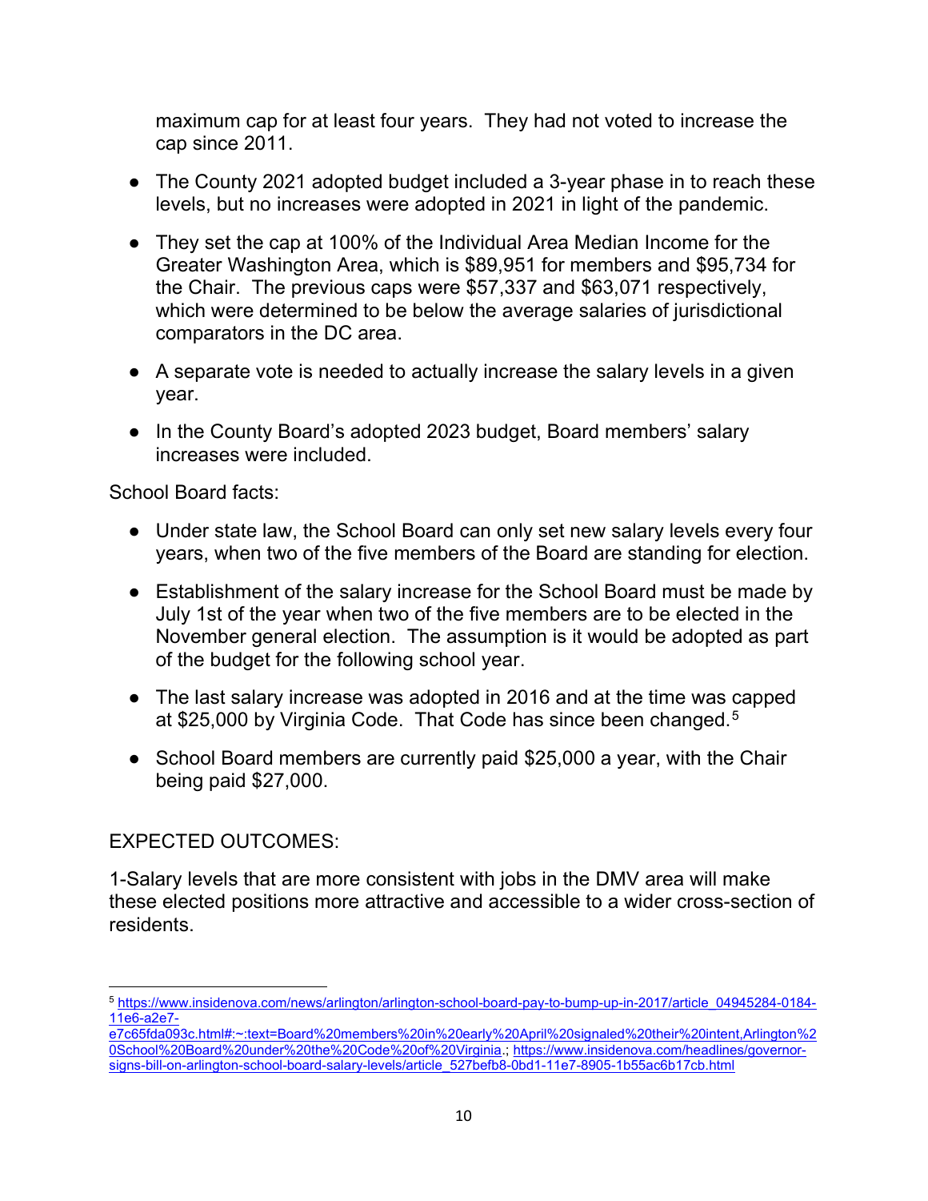maximum cap for at least four years. They had not voted to increase the cap since 2011.

- The County 2021 adopted budget included a 3-year phase in to reach these levels, but no increases were adopted in 2021 in light of the pandemic.
- They set the cap at 100% of the Individual Area Median Income for the Greater Washington Area, which is $89,951 for members and $95,734 for the Chair. The previous caps were $57,337 and $63,071 respectively, which were determined to be below the average salaries of jurisdictional comparators in the DC area.
- A separate vote is needed to actually increase the salary levels in a given year.
- In the County Board's adopted 2023 budget, Board members' salary increases were included.

School Board facts:

- Under state law, the School Board can only set new salary levels every four years, when two of the five members of the Board are standing for election.
- Establishment of the salary increase for the School Board must be made by July 1st of the year when two of the five members are to be elected in the November general election. The assumption is it would be adopted as part of the budget for the following school year.
- The last salary increase was adopted in 2016 and at the time was capped at $25,000 by Virginia Code. That Code has since been changed.[5]
- School Board members are currently paid $25,000 a year, with the Chair being paid $27,000.

EXPECTED OUTCOMES:

1-Salary levels that are more consistent with jobs in the DMV area will make these elected positions more attractive and accessible to a wider cross-section of residents.

---

[5] https://www.insidenova.com/news/arlington/arlington-school-board-pay-to-bump-up-in-2017/article_04945284-0184-11e6-a2e7-e7c65fda093c.html#:~:text=Board%20members%20in%20early%20April%20signaled%20their%20intent,Arlington%20School%20Board%20under%20the%20Code%20of%20Virginia.; https://www.insidenova.com/headlines/governor-signs-bill-on-arlington-school-board-salary-levels/article_527befb8-0bd1-11e7-8905-1b55ac6b17cb.html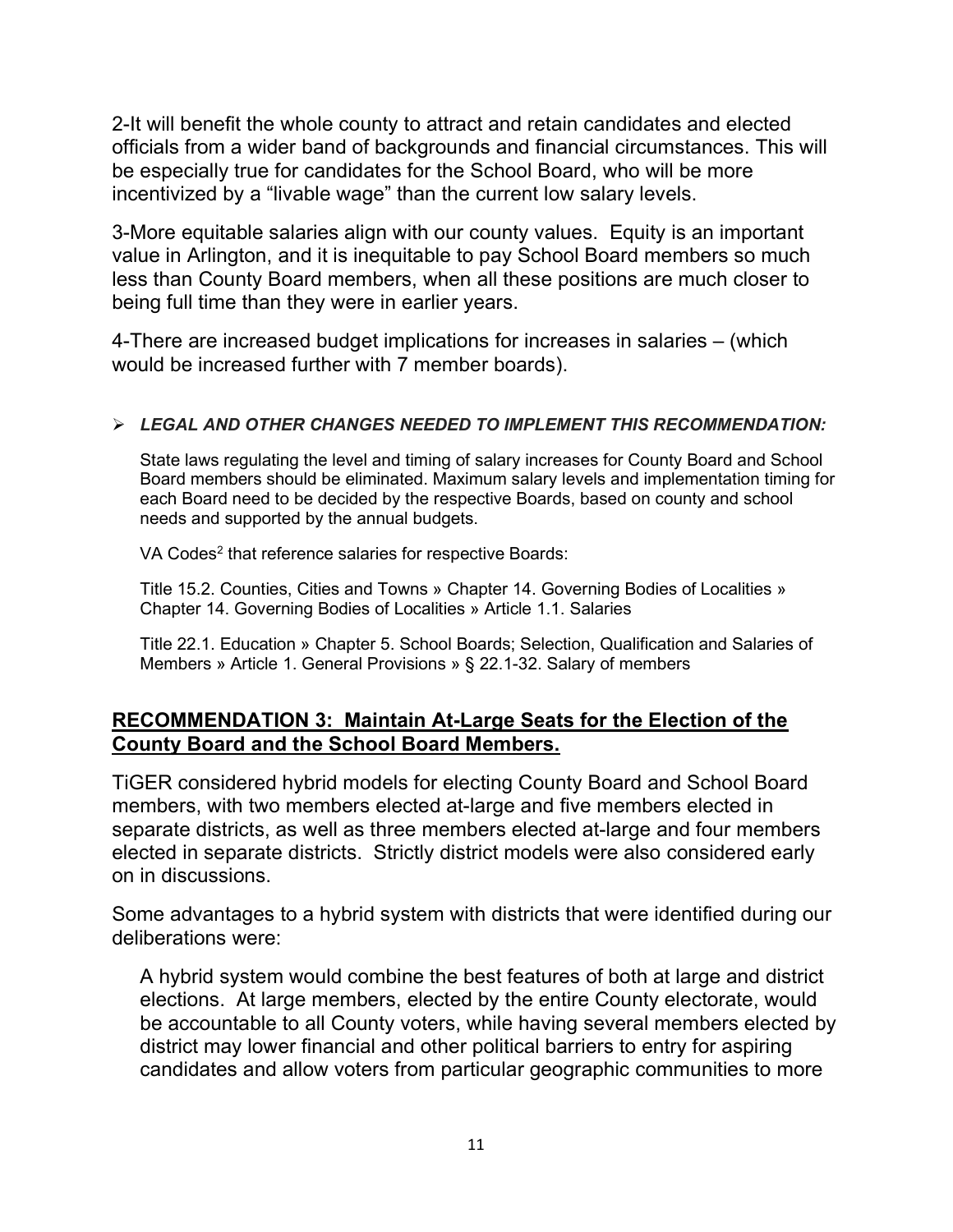2-It will benefit the whole county to attract and retain candidates and elected officials from a wider band of backgrounds and financial circumstances. This will be especially true for candidates for the School Board, who will be more incentivized by a “livable wage” than the current low salary levels.

3-More equitable salaries align with our county values. Equity is an important value in Arlington, and it is inequitable to pay School Board members so much less than County Board members, when all these positions are much closer to being full time than they were in earlier years.

4-There are increased budget implications for increases in salaries – (which would be increased further with 7 member boards).

- ***LEGAL AND OTHER CHANGES NEEDED TO IMPLEMENT THIS RECOMMENDATION:***

  State laws regulating the level and timing of salary increases for County Board and School Board members should be eliminated. Maximum salary levels and implementation timing for each Board need to be decided by the respective Boards, based on county and school needs and supported by the annual budgets.

  VA Codes[2] that reference salaries for respective Boards:

  Title 15.2. Counties, Cities and Towns » Chapter 14. Governing Bodies of Localities » Chapter 14. Governing Bodies of Localities » Article 1.1. Salaries

  Title 22.1. Education » Chapter 5. School Boards; Selection, Qualification and Salaries of Members » Article 1. General Provisions » § 22.1-32. Salary of members

## RECOMMENDATION 3: Maintain At-Large Seats for the Election of the County Board and the School Board Members.

TiGER considered hybrid models for electing County Board and School Board members, with two members elected at-large and five members elected in separate districts, as well as three members elected at-large and four members elected in separate districts. Strictly district models were also considered early on in discussions.

Some advantages to a hybrid system with districts that were identified during our deliberations were:

> A hybrid system would combine the best features of both at large and district elections. At large members, elected by the entire County electorate, would be accountable to all County voters, while having several members elected by district may lower financial and other political barriers to entry for aspiring candidates and allow voters from particular geographic communities to more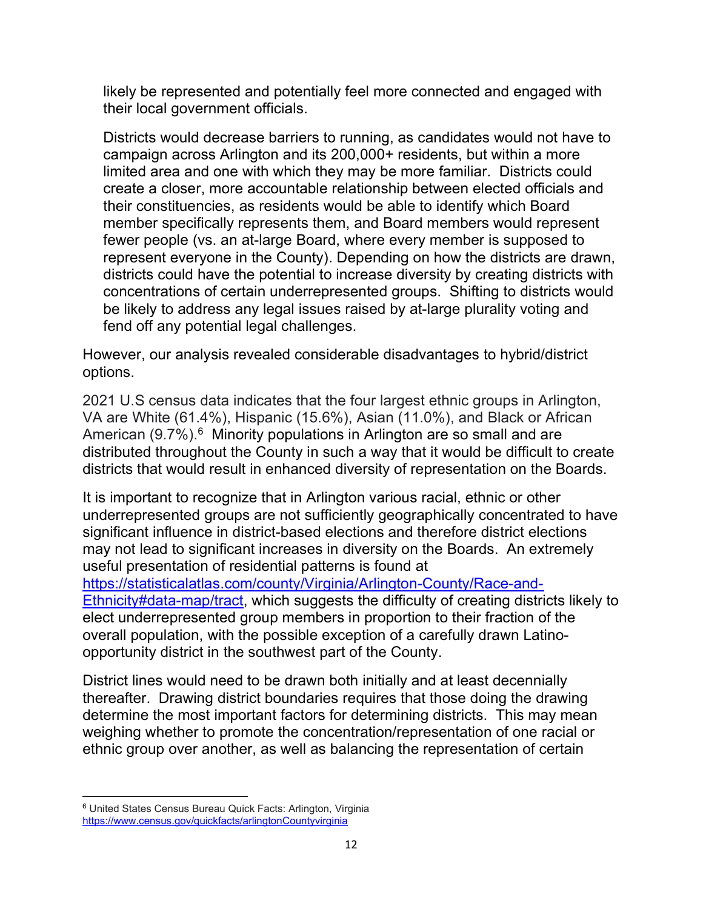likely be represented and potentially feel more connected and engaged with their local government officials.

Districts would decrease barriers to running, as candidates would not have to campaign across Arlington and its 200,000+ residents, but within a more limited area and one with which they may be more familiar. Districts could create a closer, more accountable relationship between elected officials and their constituencies, as residents would be able to identify which Board member specifically represents them, and Board members would represent fewer people (vs. an at-large Board, where every member is supposed to represent everyone in the County). Depending on how the districts are drawn, districts could have the potential to increase diversity by creating districts with concentrations of certain underrepresented groups. Shifting to districts would be likely to address any legal issues raised by at-large plurality voting and fend off any potential legal challenges.

However, our analysis revealed considerable disadvantages to hybrid/district options.

2021 U.S census data indicates that the four largest ethnic groups in Arlington, VA are White (61.4%), Hispanic (15.6%), Asian (11.0%), and Black or African American (9.7%).[6] Minority populations in Arlington are so small and are distributed throughout the County in such a way that it would be difficult to create districts that would result in enhanced diversity of representation on the Boards.

It is important to recognize that in Arlington various racial, ethnic or other underrepresented groups are not sufficiently geographically concentrated to have significant influence in district-based elections and therefore district elections may not lead to significant increases in diversity on the Boards. An extremely useful presentation of residential patterns is found at [https://statisticalatlas.com/county/Virginia/Arlington-County/Race-and-Ethnicity#data-map/tract](https://statisticalatlas.com/county/Virginia/Arlington-County/Race-and-Ethnicity#data-map/tract), which suggests the difficulty of creating districts likely to elect underrepresented group members in proportion to their fraction of the overall population, with the possible exception of a carefully drawn Latino-opportunity district in the southwest part of the County.

District lines would need to be drawn both initially and at least decennially thereafter. Drawing district boundaries requires that those doing the drawing determine the most important factors for determining districts. This may mean weighing whether to promote the concentration/representation of one racial or ethnic group over another, as well as balancing the representation of certain

---

[6] United States Census Bureau Quick Facts: Arlington, Virginia [https://www.census.gov/quickfacts/arlingtonCountyvirginia](https://www.census.gov/quickfacts/arlingtonCountyvirginia)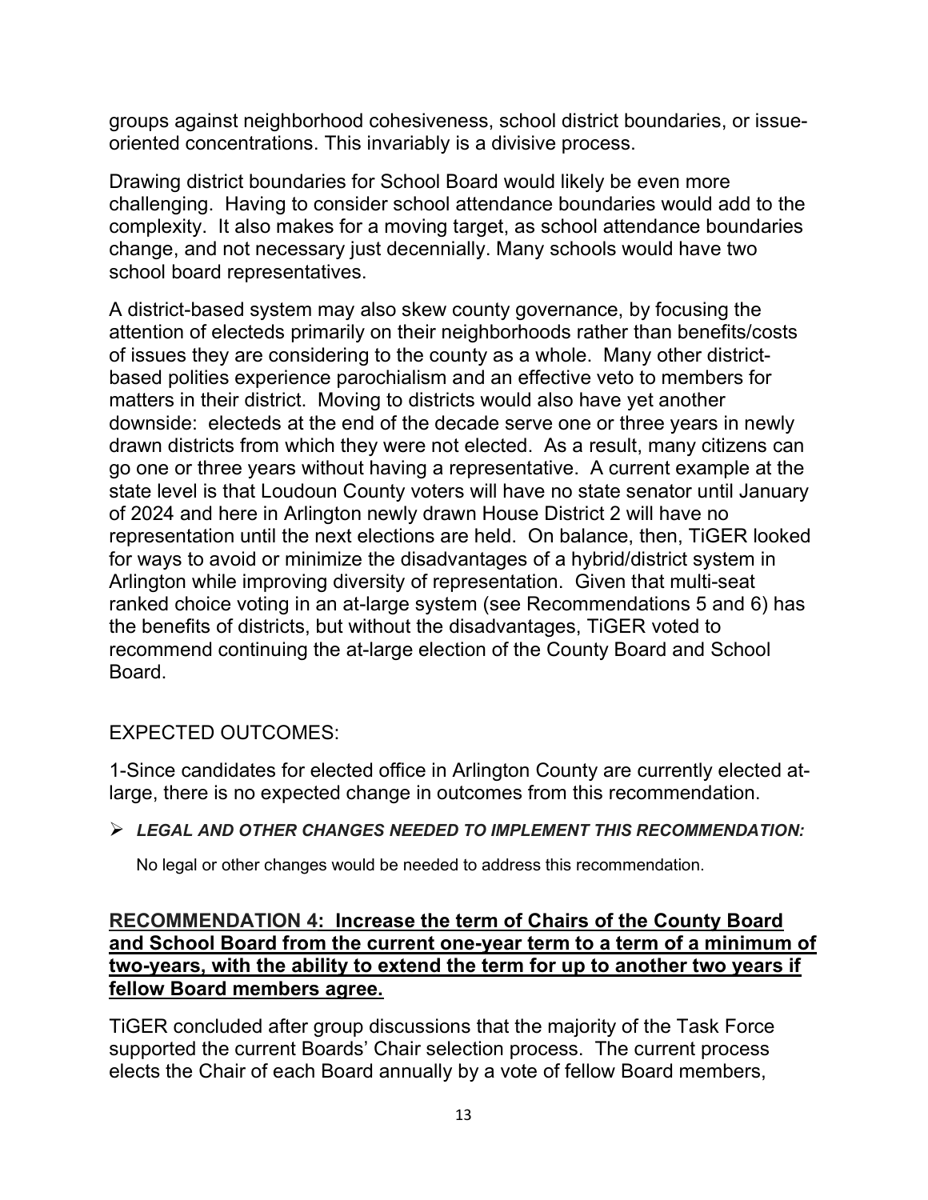groups against neighborhood cohesiveness, school district boundaries, or issue-oriented concentrations. This invariably is a divisive process.

Drawing district boundaries for School Board would likely be even more challenging. Having to consider school attendance boundaries would add to the complexity. It also makes for a moving target, as school attendance boundaries change, and not necessary just decennially. Many schools would have two school board representatives.

A district-based system may also skew county governance, by focusing the attention of electeds primarily on their neighborhoods rather than benefits/costs of issues they are considering to the county as a whole. Many other district-based polities experience parochialism and an effective veto to members for matters in their district. Moving to districts would also have yet another downside: electeds at the end of the decade serve one or three years in newly drawn districts from which they were not elected. As a result, many citizens can go one or three years without having a representative. A current example at the state level is that Loudoun County voters will have no state senator until January of 2024 and here in Arlington newly drawn House District 2 will have no representation until the next elections are held. On balance, then, TiGER looked for ways to avoid or minimize the disadvantages of a hybrid/district system in Arlington while improving diversity of representation. Given that multi-seat ranked choice voting in an at-large system (see Recommendations 5 and 6) has the benefits of districts, but without the disadvantages, TiGER voted to recommend continuing the at-large election of the County Board and School Board.

EXPECTED OUTCOMES:

1-Since candidates for elected office in Arlington County are currently elected at-large, there is no expected change in outcomes from this recommendation.

- ***LEGAL AND OTHER CHANGES NEEDED TO IMPLEMENT THIS RECOMMENDATION:***

  No legal or other changes would be needed to address this recommendation.

## **RECOMMENDATION 4: Increase the term of Chairs of the County Board and School Board from the current one-year term to a term of a minimum of two-years, with the ability to extend the term for up to another two years if fellow Board members agree.**

TiGER concluded after group discussions that the majority of the Task Force supported the current Boards' Chair selection process. The current process elects the Chair of each Board annually by a vote of fellow Board members,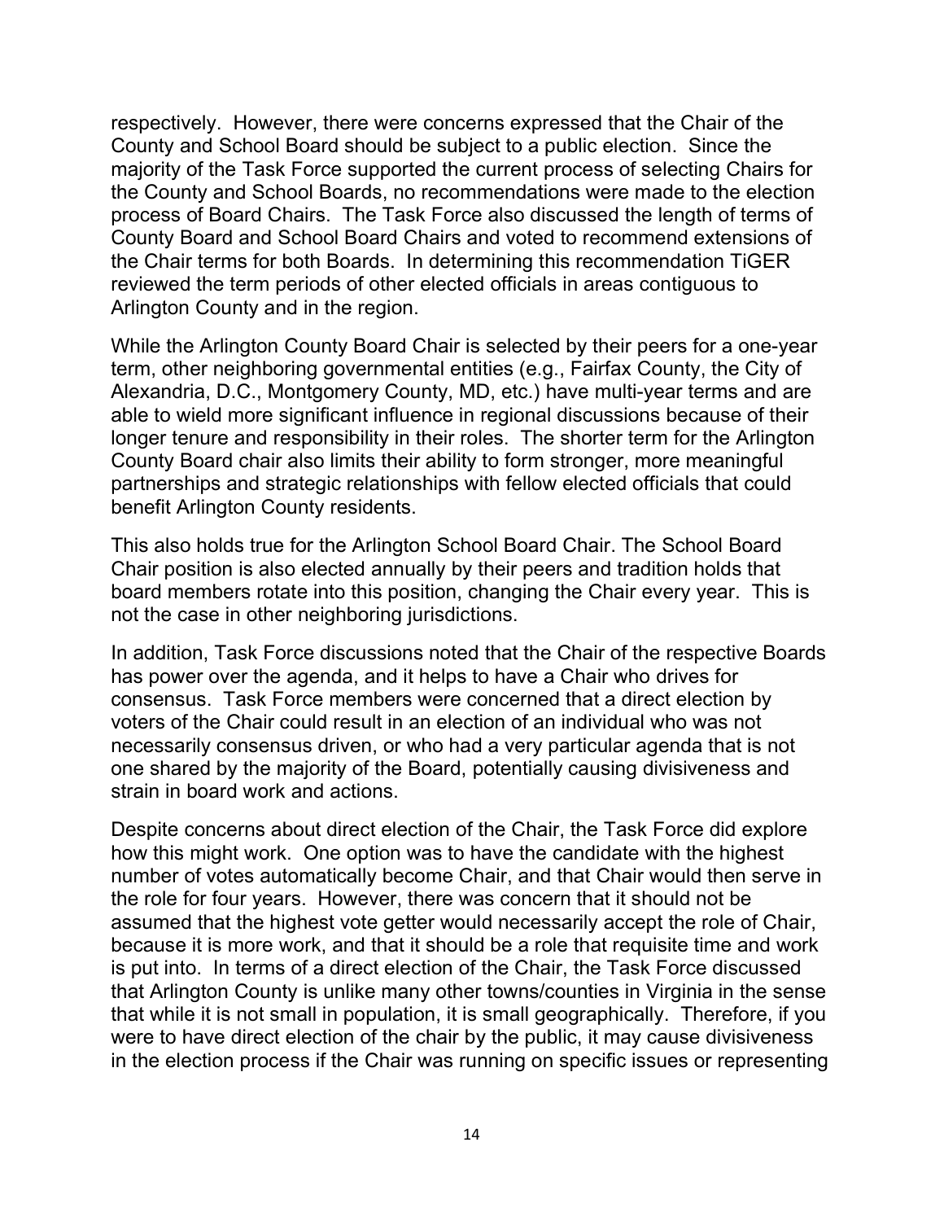respectively. However, there were concerns expressed that the Chair of the County and School Board should be subject to a public election. Since the majority of the Task Force supported the current process of selecting Chairs for the County and School Boards, no recommendations were made to the election process of Board Chairs. The Task Force also discussed the length of terms of County Board and School Board Chairs and voted to recommend extensions of the Chair terms for both Boards. In determining this recommendation TiGER reviewed the term periods of other elected officials in areas contiguous to Arlington County and in the region.

While the Arlington County Board Chair is selected by their peers for a one-year term, other neighboring governmental entities (e.g., Fairfax County, the City of Alexandria, D.C., Montgomery County, MD, etc.) have multi-year terms and are able to wield more significant influence in regional discussions because of their longer tenure and responsibility in their roles. The shorter term for the Arlington County Board chair also limits their ability to form stronger, more meaningful partnerships and strategic relationships with fellow elected officials that could benefit Arlington County residents.

This also holds true for the Arlington School Board Chair. The School Board Chair position is also elected annually by their peers and tradition holds that board members rotate into this position, changing the Chair every year. This is not the case in other neighboring jurisdictions.

In addition, Task Force discussions noted that the Chair of the respective Boards has power over the agenda, and it helps to have a Chair who drives for consensus. Task Force members were concerned that a direct election by voters of the Chair could result in an election of an individual who was not necessarily consensus driven, or who had a very particular agenda that is not one shared by the majority of the Board, potentially causing divisiveness and strain in board work and actions.

Despite concerns about direct election of the Chair, the Task Force did explore how this might work. One option was to have the candidate with the highest number of votes automatically become Chair, and that Chair would then serve in the role for four years. However, there was concern that it should not be assumed that the highest vote getter would necessarily accept the role of Chair, because it is more work, and that it should be a role that requisite time and work is put into. In terms of a direct election of the Chair, the Task Force discussed that Arlington County is unlike many other towns/counties in Virginia in the sense that while it is not small in population, it is small geographically. Therefore, if you were to have direct election of the chair by the public, it may cause divisiveness in the election process if the Chair was running on specific issues or representing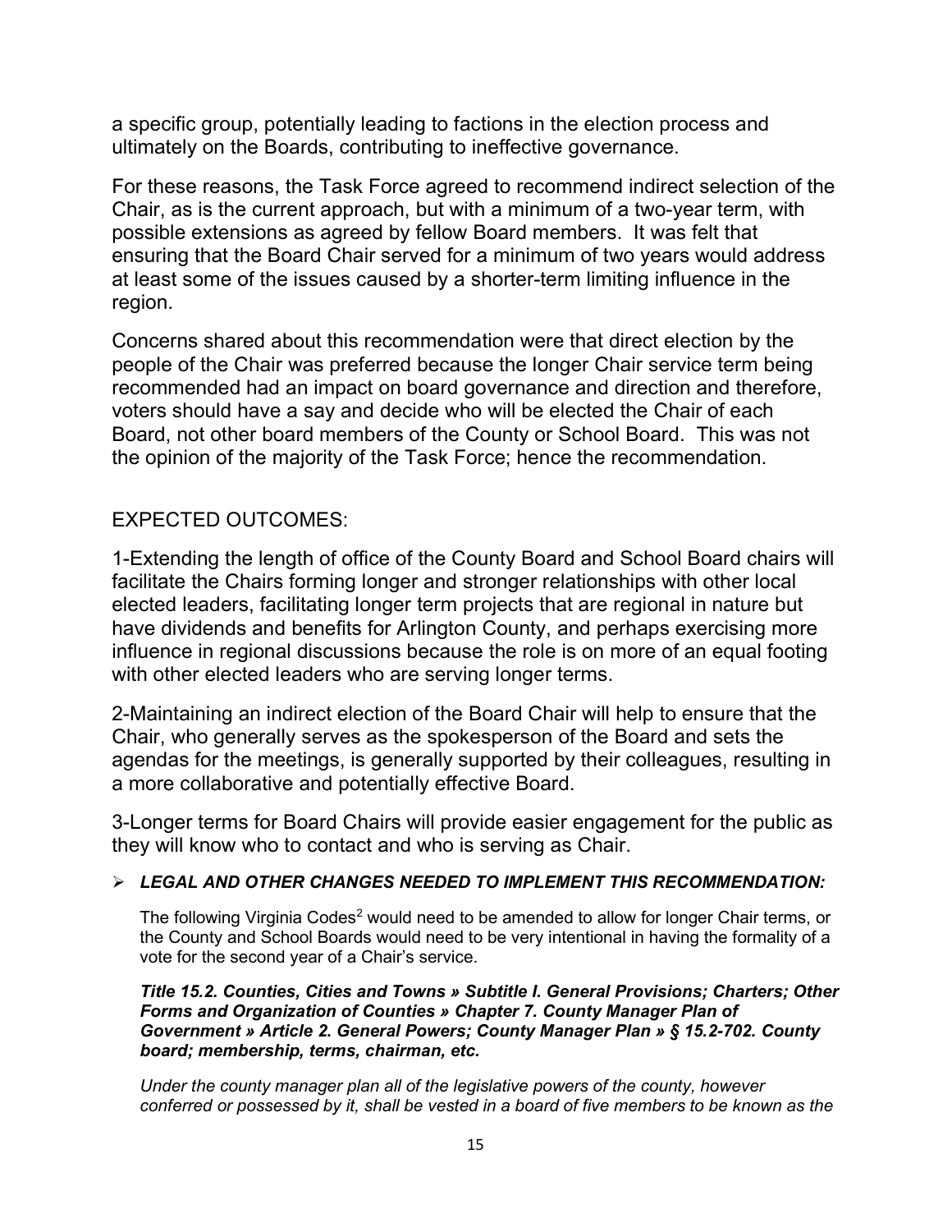a specific group, potentially leading to factions in the election process and ultimately on the Boards, contributing to ineffective governance.

For these reasons, the Task Force agreed to recommend indirect selection of the Chair, as is the current approach, but with a minimum of a two-year term, with possible extensions as agreed by fellow Board members. It was felt that ensuring that the Board Chair served for a minimum of two years would address at least some of the issues caused by a shorter-term limiting influence in the region.

Concerns shared about this recommendation were that direct election by the people of the Chair was preferred because the longer Chair service term being recommended had an impact on board governance and direction and therefore, voters should have a say and decide who will be elected the Chair of each Board, not other board members of the County or School Board. This was not the opinion of the majority of the Task Force; hence the recommendation.

EXPECTED OUTCOMES:

1-Extending the length of office of the County Board and School Board chairs will facilitate the Chairs forming longer and stronger relationships with other local elected leaders, facilitating longer term projects that are regional in nature but have dividends and benefits for Arlington County, and perhaps exercising more influence in regional discussions because the role is on more of an equal footing with other elected leaders who are serving longer terms.

2-Maintaining an indirect election of the Board Chair will help to ensure that the Chair, who generally serves as the spokesperson of the Board and sets the agendas for the meetings, is generally supported by their colleagues, resulting in a more collaborative and potentially effective Board.

3-Longer terms for Board Chairs will provide easier engagement for the public as they will know who to contact and who is serving as Chair.

- ***LEGAL AND OTHER CHANGES NEEDED TO IMPLEMENT THIS RECOMMENDATION:***

The following Virginia Codes[2] would need to be amended to allow for longer Chair terms, or the County and School Boards would need to be very intentional in having the formality of a vote for the second year of a Chair's service.

***Title 15.2. Counties, Cities and Towns » Subtitle I. General Provisions; Charters; Other Forms and Organization of Counties » Chapter 7. County Manager Plan of Government » Article 2. General Powers; County Manager Plan » § 15.2-702. County board; membership, terms, chairman, etc.***

*Under the county manager plan all of the legislative powers of the county, however conferred or possessed by it, shall be vested in a board of five members to be known as the*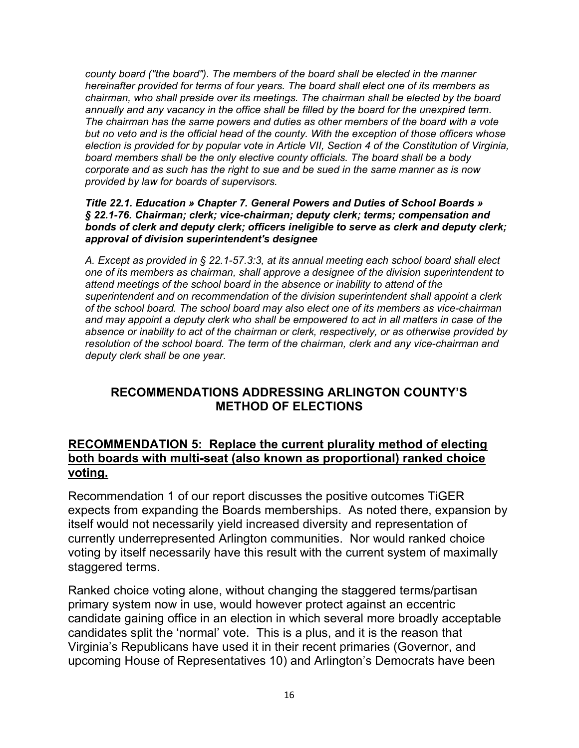*county board ("the board"). The members of the board shall be elected in the manner hereinafter provided for terms of four years. The board shall elect one of its members as chairman, who shall preside over its meetings. The chairman shall be elected by the board annually and any vacancy in the office shall be filled by the board for the unexpired term. The chairman has the same powers and duties as other members of the board with a vote but no veto and is the official head of the county. With the exception of those officers whose election is provided for by popular vote in Article VII, Section 4 of the Constitution of Virginia, board members shall be the only elective county officials. The board shall be a body corporate and as such has the right to sue and be sued in the same manner as is now provided by law for boards of supervisors.*

***Title 22.1. Education » Chapter 7. General Powers and Duties of School Boards » § 22.1-76. Chairman; clerk; vice-chairman; deputy clerk; terms; compensation and bonds of clerk and deputy clerk; officers ineligible to serve as clerk and deputy clerk; approval of division superintendent's designee***

*A. Except as provided in § 22.1-57.3:3, at its annual meeting each school board shall elect one of its members as chairman, shall approve a designee of the division superintendent to attend meetings of the school board in the absence or inability to attend of the superintendent and on recommendation of the division superintendent shall appoint a clerk of the school board. The school board may also elect one of its members as vice-chairman and may appoint a deputy clerk who shall be empowered to act in all matters in case of the absence or inability to act of the chairman or clerk, respectively, or as otherwise provided by resolution of the school board. The term of the chairman, clerk and any vice-chairman and deputy clerk shall be one year.*

## RECOMMENDATIONS ADDRESSING ARLINGTON COUNTY'S METHOD OF ELECTIONS

### RECOMMENDATION 5: Replace the current plurality method of electing both boards with multi-seat (also known as proportional) ranked choice voting.

Recommendation 1 of our report discusses the positive outcomes TiGER expects from expanding the Boards memberships. As noted there, expansion by itself would not necessarily yield increased diversity and representation of currently underrepresented Arlington communities. Nor would ranked choice voting by itself necessarily have this result with the current system of maximally staggered terms.

Ranked choice voting alone, without changing the staggered terms/partisan primary system now in use, would however protect against an eccentric candidate gaining office in an election in which several more broadly acceptable candidates split the 'normal' vote. This is a plus, and it is the reason that Virginia's Republicans have used it in their recent primaries (Governor, and upcoming House of Representatives 10) and Arlington's Democrats have been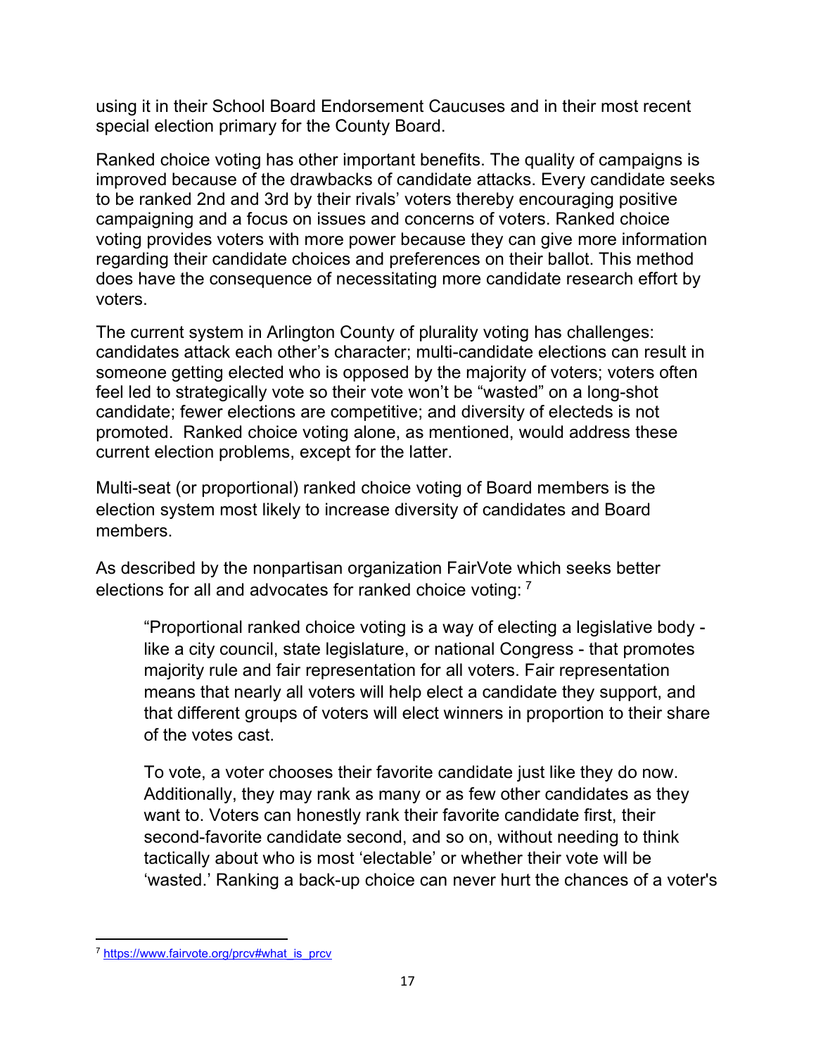using it in their School Board Endorsement Caucuses and in their most recent special election primary for the County Board.

Ranked choice voting has other important benefits. The quality of campaigns is improved because of the drawbacks of candidate attacks. Every candidate seeks to be ranked 2nd and 3rd by their rivals' voters thereby encouraging positive campaigning and a focus on issues and concerns of voters. Ranked choice voting provides voters with more power because they can give more information regarding their candidate choices and preferences on their ballot. This method does have the consequence of necessitating more candidate research effort by voters.

The current system in Arlington County of plurality voting has challenges: candidates attack each other's character; multi-candidate elections can result in someone getting elected who is opposed by the majority of voters; voters often feel led to strategically vote so their vote won't be "wasted" on a long-shot candidate; fewer elections are competitive; and diversity of electeds is not promoted. Ranked choice voting alone, as mentioned, would address these current election problems, except for the latter.

Multi-seat (or proportional) ranked choice voting of Board members is the election system most likely to increase diversity of candidates and Board members.

As described by the nonpartisan organization FairVote which seeks better elections for all and advocates for ranked choice voting: [7]

> "Proportional ranked choice voting is a way of electing a legislative body - like a city council, state legislature, or national Congress - that promotes majority rule and fair representation for all voters. Fair representation means that nearly all voters will help elect a candidate they support, and that different groups of voters will elect winners in proportion to their share of the votes cast.
>
> To vote, a voter chooses their favorite candidate just like they do now. Additionally, they may rank as many or as few other candidates as they want to. Voters can honestly rank their favorite candidate first, their second-favorite candidate second, and so on, without needing to think tactically about who is most 'electable' or whether their vote will be 'wasted.' Ranking a back-up choice can never hurt the chances of a voter's

---

[7] https://www.fairvote.org/prcv#what_is_prcv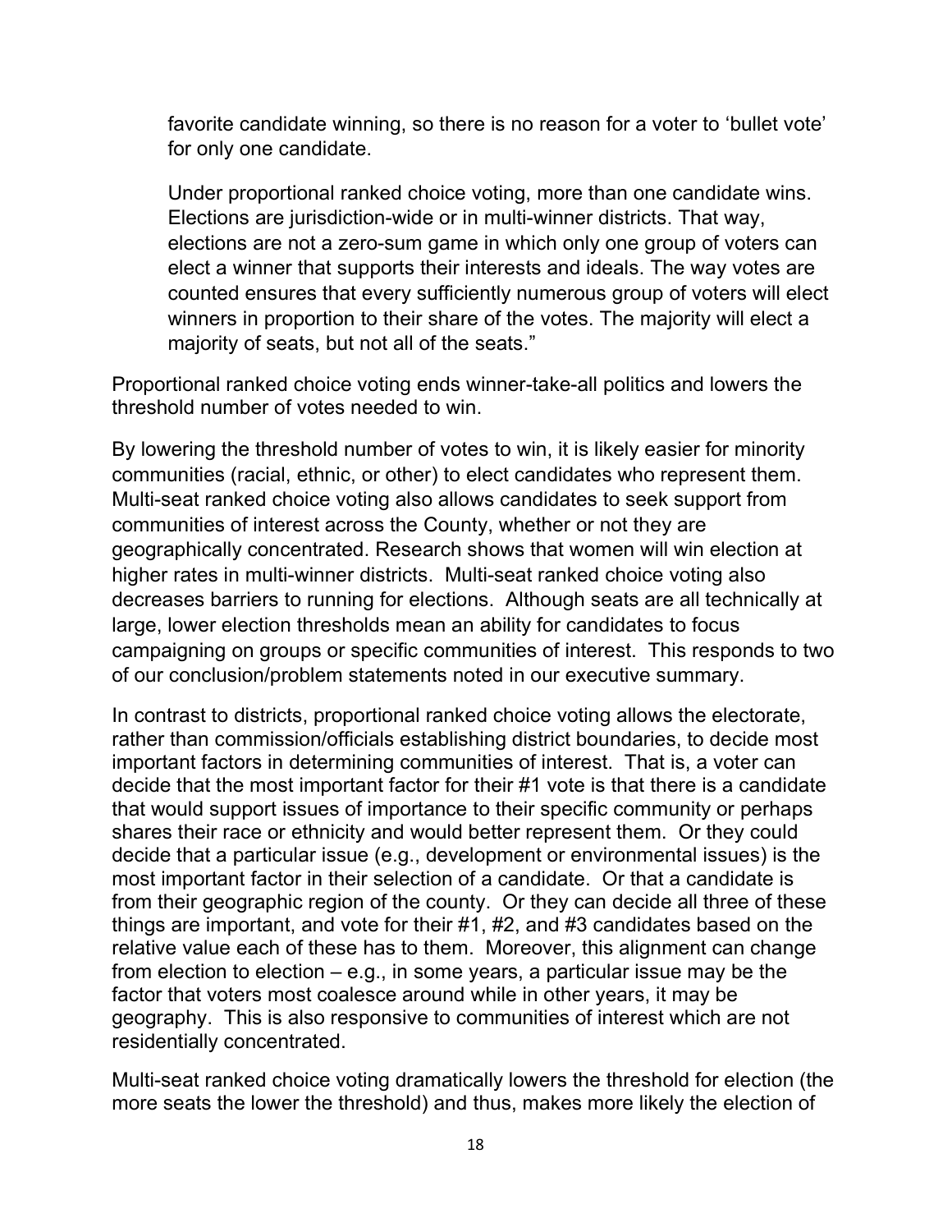> favorite candidate winning, so there is no reason for a voter to 'bullet vote' for only one candidate.
>
> Under proportional ranked choice voting, more than one candidate wins. Elections are jurisdiction-wide or in multi-winner districts. That way, elections are not a zero-sum game in which only one group of voters can elect a winner that supports their interests and ideals. The way votes are counted ensures that every sufficiently numerous group of voters will elect winners in proportion to their share of the votes. The majority will elect a majority of seats, but not all of the seats."

Proportional ranked choice voting ends winner-take-all politics and lowers the threshold number of votes needed to win.

By lowering the threshold number of votes to win, it is likely easier for minority communities (racial, ethnic, or other) to elect candidates who represent them. Multi-seat ranked choice voting also allows candidates to seek support from communities of interest across the County, whether or not they are geographically concentrated. Research shows that women will win election at higher rates in multi-winner districts. Multi-seat ranked choice voting also decreases barriers to running for elections. Although seats are all technically at large, lower election thresholds mean an ability for candidates to focus campaigning on groups or specific communities of interest. This responds to two of our conclusion/problem statements noted in our executive summary.

In contrast to districts, proportional ranked choice voting allows the electorate, rather than commission/officials establishing district boundaries, to decide most important factors in determining communities of interest. That is, a voter can decide that the most important factor for their #1 vote is that there is a candidate that would support issues of importance to their specific community or perhaps shares their race or ethnicity and would better represent them. Or they could decide that a particular issue (e.g., development or environmental issues) is the most important factor in their selection of a candidate. Or that a candidate is from their geographic region of the county. Or they can decide all three of these things are important, and vote for their #1, #2, and #3 candidates based on the relative value each of these has to them. Moreover, this alignment can change from election to election – e.g., in some years, a particular issue may be the factor that voters most coalesce around while in other years, it may be geography. This is also responsive to communities of interest which are not residentially concentrated.

Multi-seat ranked choice voting dramatically lowers the threshold for election (the more seats the lower the threshold) and thus, makes more likely the election of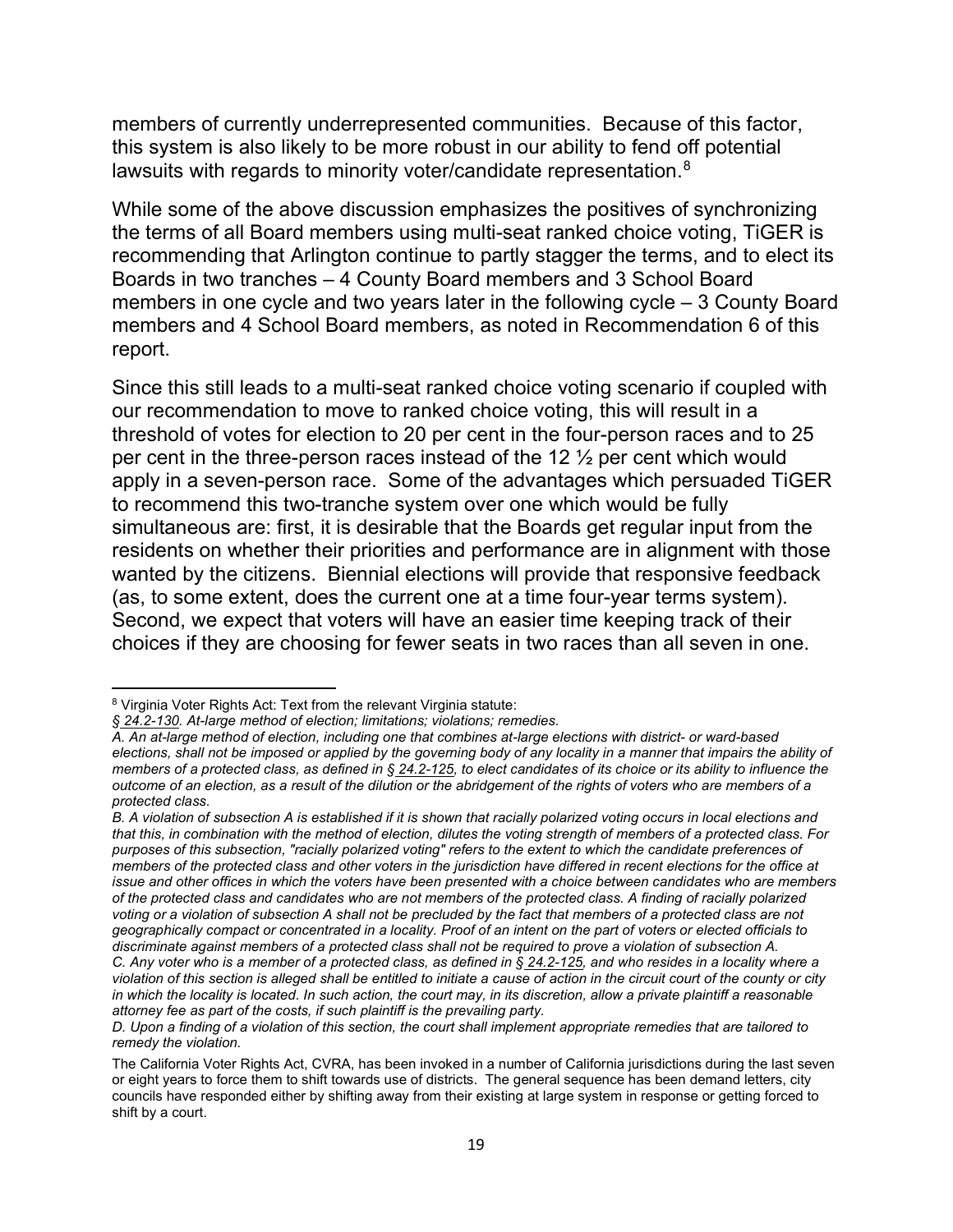members of currently underrepresented communities. Because of this factor, this system is also likely to be more robust in our ability to fend off potential lawsuits with regards to minority voter/candidate representation.[8]

While some of the above discussion emphasizes the positives of synchronizing the terms of all Board members using multi-seat ranked choice voting, TiGER is recommending that Arlington continue to partly stagger the terms, and to elect its Boards in two tranches – 4 County Board members and 3 School Board members in one cycle and two years later in the following cycle – 3 County Board members and 4 School Board members, as noted in Recommendation 6 of this report.

Since this still leads to a multi-seat ranked choice voting scenario if coupled with our recommendation to move to ranked choice voting, this will result in a threshold of votes for election to 20 per cent in the four-person races and to 25 per cent in the three-person races instead of the 12 ½ per cent which would apply in a seven-person race. Some of the advantages which persuaded TiGER to recommend this two-tranche system over one which would be fully simultaneous are: first, it is desirable that the Boards get regular input from the residents on whether their priorities and performance are in alignment with those wanted by the citizens. Biennial elections will provide that responsive feedback (as, to some extent, does the current one at a time four-year terms system). Second, we expect that voters will have an easier time keeping track of their choices if they are choosing for fewer seats in two races than all seven in one.

---

[8] Virginia Voter Rights Act: Text from the relevant Virginia statute:

*§ 24.2-130. At-large method of election; limitations; violations; remedies.*

*A. An at-large method of election, including one that combines at-large elections with district- or ward-based elections, shall not be imposed or applied by the governing body of any locality in a manner that impairs the ability of members of a protected class, as defined in § 24.2-125, to elect candidates of its choice or its ability to influence the outcome of an election, as a result of the dilution or the abridgement of the rights of voters who are members of a protected class.*

*B. A violation of subsection A is established if it is shown that racially polarized voting occurs in local elections and that this, in combination with the method of election, dilutes the voting strength of members of a protected class. For purposes of this subsection, "racially polarized voting" refers to the extent to which the candidate preferences of members of the protected class and other voters in the jurisdiction have differed in recent elections for the office at issue and other offices in which the voters have been presented with a choice between candidates who are members of the protected class and candidates who are not members of the protected class. A finding of racially polarized voting or a violation of subsection A shall not be precluded by the fact that members of a protected class are not geographically compact or concentrated in a locality. Proof of an intent on the part of voters or elected officials to discriminate against members of a protected class shall not be required to prove a violation of subsection A.*

*C. Any voter who is a member of a protected class, as defined in § 24.2-125, and who resides in a locality where a violation of this section is alleged shall be entitled to initiate a cause of action in the circuit court of the county or city in which the locality is located. In such action, the court may, in its discretion, allow a private plaintiff a reasonable attorney fee as part of the costs, if such plaintiff is the prevailing party.*

*D. Upon a finding of a violation of this section, the court shall implement appropriate remedies that are tailored to remedy the violation.*

The California Voter Rights Act, CVRA, has been invoked in a number of California jurisdictions during the last seven or eight years to force them to shift towards use of districts. The general sequence has been demand letters, city councils have responded either by shifting away from their existing at large system in response or getting forced to shift by a court.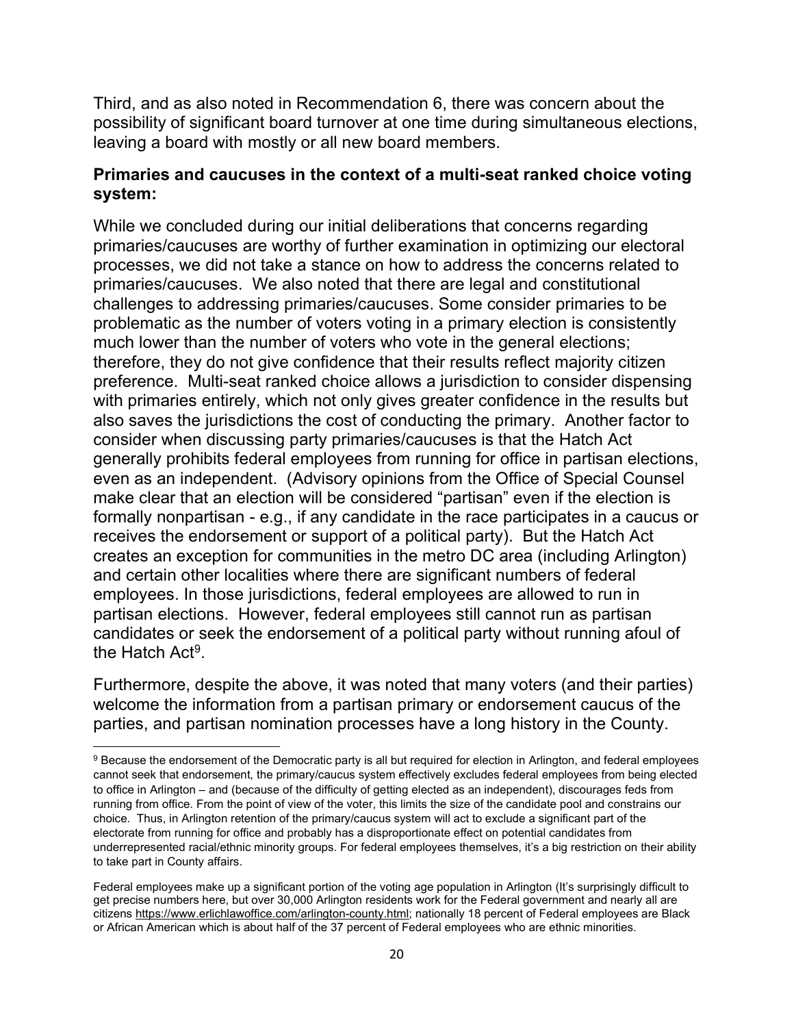Third, and as also noted in Recommendation 6, there was concern about the possibility of significant board turnover at one time during simultaneous elections, leaving a board with mostly or all new board members.

**Primaries and caucuses in the context of a multi-seat ranked choice voting system:**

While we concluded during our initial deliberations that concerns regarding primaries/caucuses are worthy of further examination in optimizing our electoral processes, we did not take a stance on how to address the concerns related to primaries/caucuses. We also noted that there are legal and constitutional challenges to addressing primaries/caucuses. Some consider primaries to be problematic as the number of voters voting in a primary election is consistently much lower than the number of voters who vote in the general elections; therefore, they do not give confidence that their results reflect majority citizen preference. Multi-seat ranked choice allows a jurisdiction to consider dispensing with primaries entirely, which not only gives greater confidence in the results but also saves the jurisdictions the cost of conducting the primary. Another factor to consider when discussing party primaries/caucuses is that the Hatch Act generally prohibits federal employees from running for office in partisan elections, even as an independent. (Advisory opinions from the Office of Special Counsel make clear that an election will be considered "partisan" even if the election is formally nonpartisan - e.g., if any candidate in the race participates in a caucus or receives the endorsement or support of a political party). But the Hatch Act creates an exception for communities in the metro DC area (including Arlington) and certain other localities where there are significant numbers of federal employees. In those jurisdictions, federal employees are allowed to run in partisan elections. However, federal employees still cannot run as partisan candidates or seek the endorsement of a political party without running afoul of the Hatch Act[9].

Furthermore, despite the above, it was noted that many voters (and their parties) welcome the information from a partisan primary or endorsement caucus of the parties, and partisan nomination processes have a long history in the County.

---

[9] Because the endorsement of the Democratic party is all but required for election in Arlington, and federal employees cannot seek that endorsement, the primary/caucus system effectively excludes federal employees from being elected to office in Arlington – and (because of the difficulty of getting elected as an independent), discourages feds from running from office. From the point of view of the voter, this limits the size of the candidate pool and constrains our choice. Thus, in Arlington retention of the primary/caucus system will act to exclude a significant part of the electorate from running for office and probably has a disproportionate effect on potential candidates from underrepresented racial/ethnic minority groups. For federal employees themselves, it's a big restriction on their ability to take part in County affairs.

Federal employees make up a significant portion of the voting age population in Arlington (It's surprisingly difficult to get precise numbers here, but over 30,000 Arlington residents work for the Federal government and nearly all are citizens https://www.erlichlawoffice.com/arlington-county.html; nationally 18 percent of Federal employees are Black or African American which is about half of the 37 percent of Federal employees who are ethnic minorities.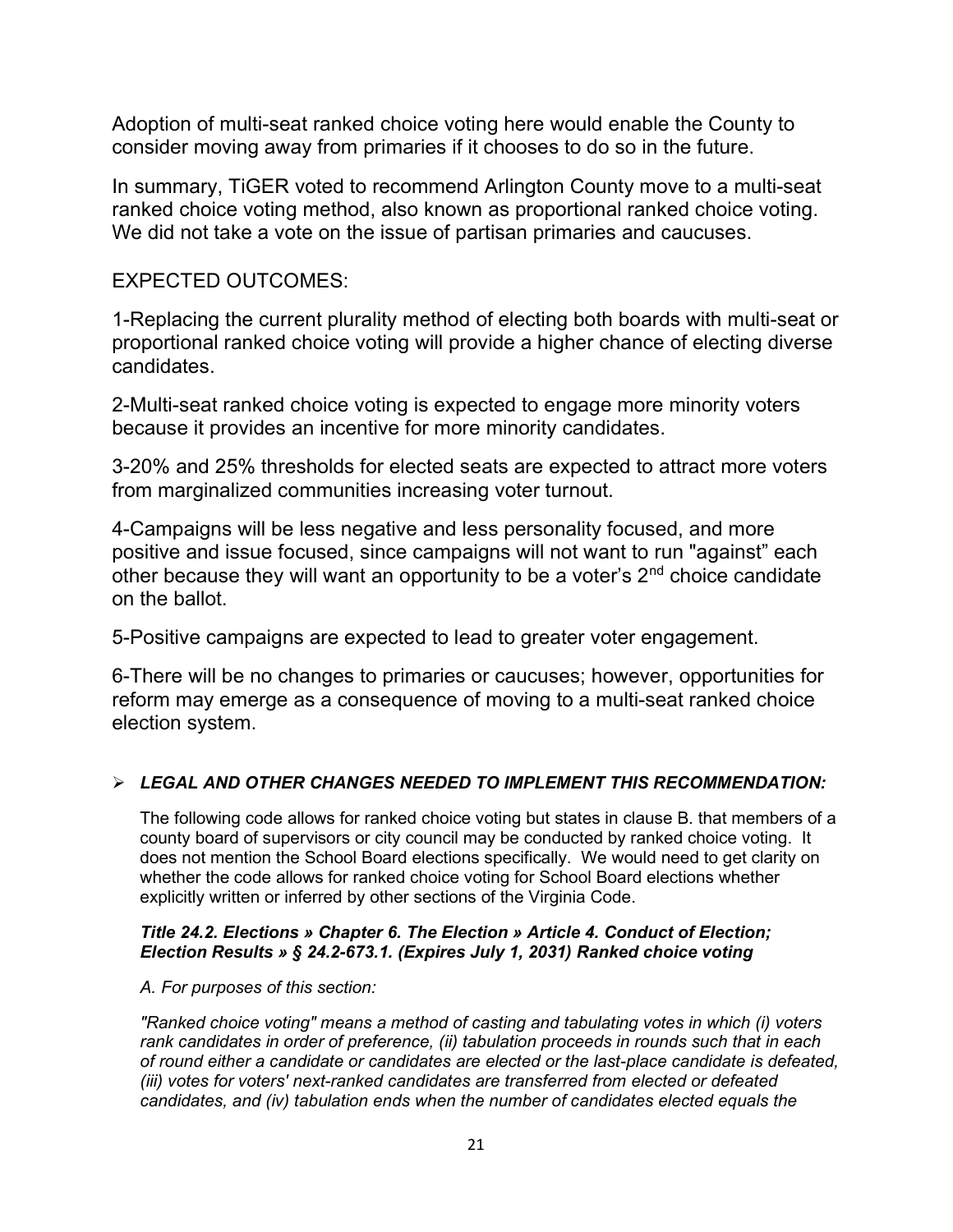Adoption of multi-seat ranked choice voting here would enable the County to consider moving away from primaries if it chooses to do so in the future.

In summary, TiGER voted to recommend Arlington County move to a multi-seat ranked choice voting method, also known as proportional ranked choice voting. We did not take a vote on the issue of partisan primaries and caucuses.

EXPECTED OUTCOMES:

1-Replacing the current plurality method of electing both boards with multi-seat or proportional ranked choice voting will provide a higher chance of electing diverse candidates.

2-Multi-seat ranked choice voting is expected to engage more minority voters because it provides an incentive for more minority candidates.

3-20% and 25% thresholds for elected seats are expected to attract more voters from marginalized communities increasing voter turnout.

4-Campaigns will be less negative and less personality focused, and more positive and issue focused, since campaigns will not want to run "against" each other because they will want an opportunity to be a voter's 2nd choice candidate on the ballot.

5-Positive campaigns are expected to lead to greater voter engagement.

6-There will be no changes to primaries or caucuses; however, opportunities for reform may emerge as a consequence of moving to a multi-seat ranked choice election system.

- ***LEGAL AND OTHER CHANGES NEEDED TO IMPLEMENT THIS RECOMMENDATION:***

The following code allows for ranked choice voting but states in clause B. that members of a county board of supervisors or city council may be conducted by ranked choice voting. It does not mention the School Board elections specifically. We would need to get clarity on whether the code allows for ranked choice voting for School Board elections whether explicitly written or inferred by other sections of the Virginia Code.

***Title 24.2. Elections » Chapter 6. The Election » Article 4. Conduct of Election; Election Results » § 24.2-673.1. (Expires July 1, 2031) Ranked choice voting***

*A. For purposes of this section:*

*"Ranked choice voting" means a method of casting and tabulating votes in which (i) voters rank candidates in order of preference, (ii) tabulation proceeds in rounds such that in each of round either a candidate or candidates are elected or the last-place candidate is defeated, (iii) votes for voters' next-ranked candidates are transferred from elected or defeated candidates, and (iv) tabulation ends when the number of candidates elected equals the*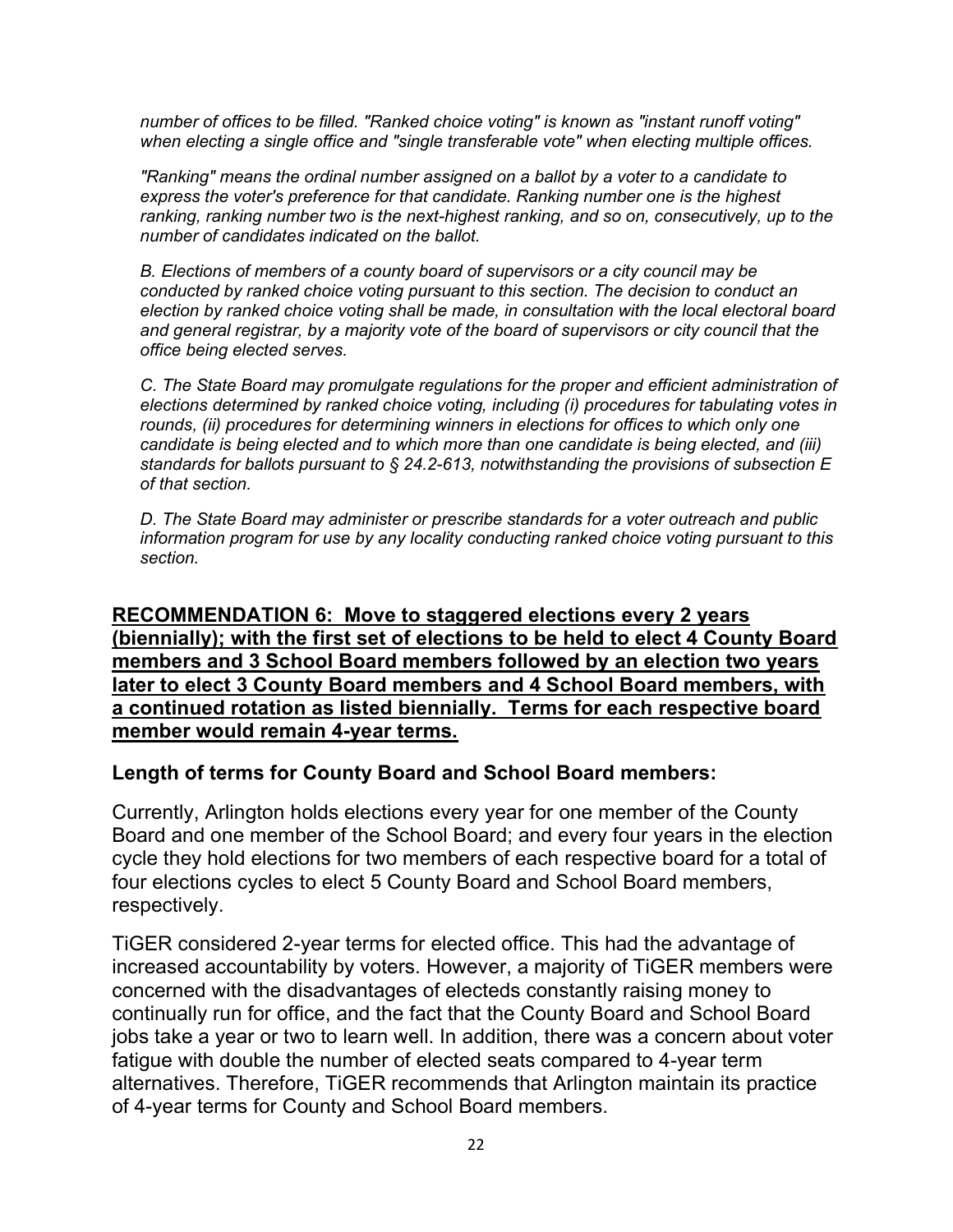*number of offices to be filled. "Ranked choice voting" is known as "instant runoff voting" when electing a single office and "single transferable vote" when electing multiple offices.*

*"Ranking" means the ordinal number assigned on a ballot by a voter to a candidate to express the voter's preference for that candidate. Ranking number one is the highest ranking, ranking number two is the next-highest ranking, and so on, consecutively, up to the number of candidates indicated on the ballot.*

*B. Elections of members of a county board of supervisors or a city council may be conducted by ranked choice voting pursuant to this section. The decision to conduct an election by ranked choice voting shall be made, in consultation with the local electoral board and general registrar, by a majority vote of the board of supervisors or city council that the office being elected serves.*

*C. The State Board may promulgate regulations for the proper and efficient administration of elections determined by ranked choice voting, including (i) procedures for tabulating votes in rounds, (ii) procedures for determining winners in elections for offices to which only one candidate is being elected and to which more than one candidate is being elected, and (iii) standards for ballots pursuant to § 24.2-613, notwithstanding the provisions of subsection E of that section.*

*D. The State Board may administer or prescribe standards for a voter outreach and public information program for use by any locality conducting ranked choice voting pursuant to this section.*

**RECOMMENDATION 6: Move to staggered elections every 2 years (biennially); with the first set of elections to be held to elect 4 County Board members and 3 School Board members followed by an election two years later to elect 3 County Board members and 4 School Board members, with a continued rotation as listed biennially. Terms for each respective board member would remain 4-year terms.**

**Length of terms for County Board and School Board members:**

Currently, Arlington holds elections every year for one member of the County Board and one member of the School Board; and every four years in the election cycle they hold elections for two members of each respective board for a total of four elections cycles to elect 5 County Board and School Board members, respectively.

TiGER considered 2-year terms for elected office. This had the advantage of increased accountability by voters. However, a majority of TiGER members were concerned with the disadvantages of electeds constantly raising money to continually run for office, and the fact that the County Board and School Board jobs take a year or two to learn well. In addition, there was a concern about voter fatigue with double the number of elected seats compared to 4-year term alternatives. Therefore, TiGER recommends that Arlington maintain its practice of 4-year terms for County and School Board members.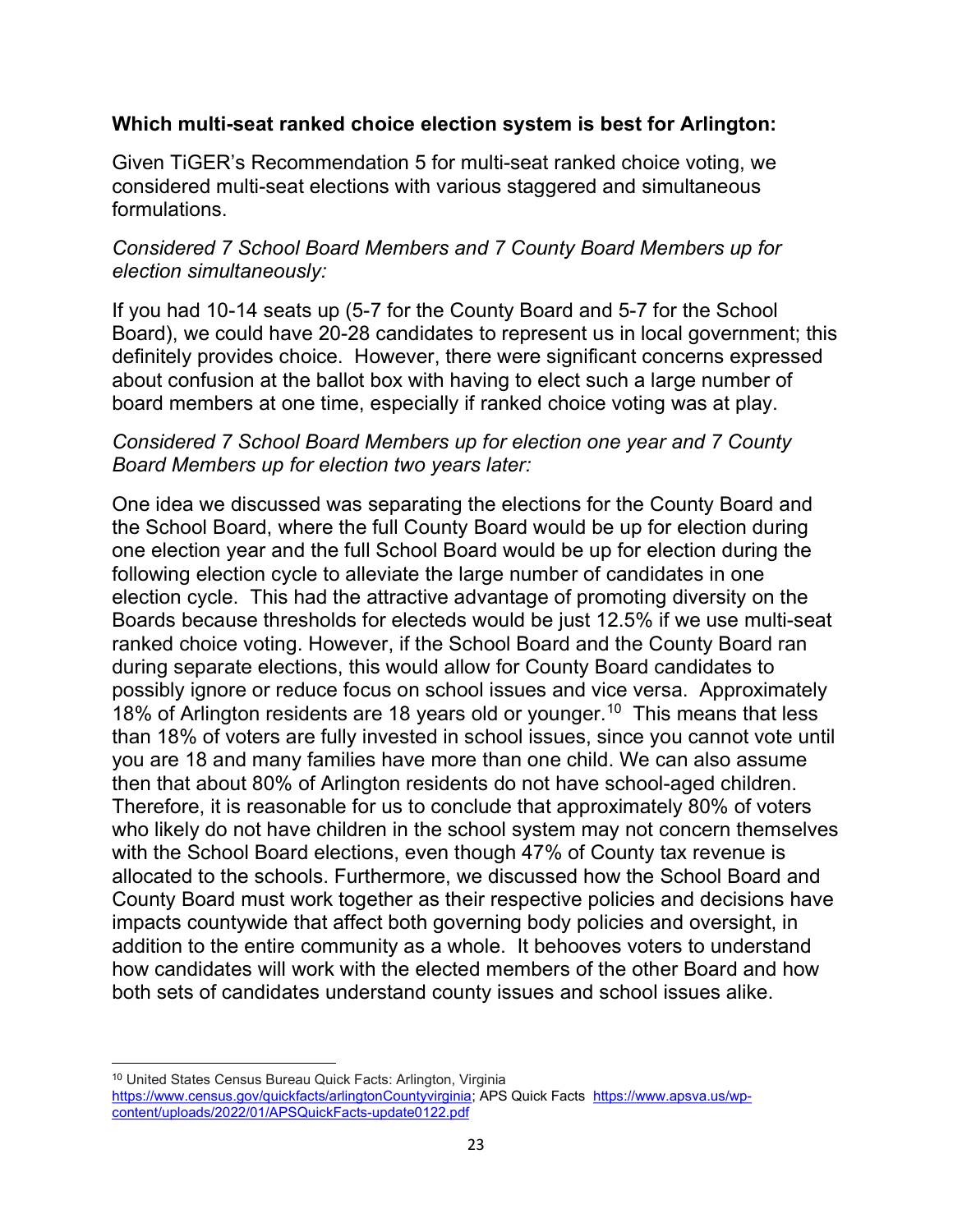**Which multi-seat ranked choice election system is best for Arlington:**

Given TiGER's Recommendation 5 for multi-seat ranked choice voting, we considered multi-seat elections with various staggered and simultaneous formulations.

*Considered 7 School Board Members and 7 County Board Members up for election simultaneously:*

If you had 10-14 seats up (5-7 for the County Board and 5-7 for the School Board), we could have 20-28 candidates to represent us in local government; this definitely provides choice. However, there were significant concerns expressed about confusion at the ballot box with having to elect such a large number of board members at one time, especially if ranked choice voting was at play.

*Considered 7 School Board Members up for election one year and 7 County Board Members up for election two years later:*

One idea we discussed was separating the elections for the County Board and the School Board, where the full County Board would be up for election during one election year and the full School Board would be up for election during the following election cycle to alleviate the large number of candidates in one election cycle. This had the attractive advantage of promoting diversity on the Boards because thresholds for electeds would be just 12.5% if we use multi-seat ranked choice voting. However, if the School Board and the County Board ran during separate elections, this would allow for County Board candidates to possibly ignore or reduce focus on school issues and vice versa. Approximately 18% of Arlington residents are 18 years old or younger.[10] This means that less than 18% of voters are fully invested in school issues, since you cannot vote until you are 18 and many families have more than one child. We can also assume then that about 80% of Arlington residents do not have school-aged children. Therefore, it is reasonable for us to conclude that approximately 80% of voters who likely do not have children in the school system may not concern themselves with the School Board elections, even though 47% of County tax revenue is allocated to the schools. Furthermore, we discussed how the School Board and County Board must work together as their respective policies and decisions have impacts countywide that affect both governing body policies and oversight, in addition to the entire community as a whole. It behooves voters to understand how candidates will work with the elected members of the other Board and how both sets of candidates understand county issues and school issues alike.

---

[10] United States Census Bureau Quick Facts: Arlington, Virginia https://www.census.gov/quickfacts/arlingtonCountyvirginia; APS Quick Facts https://www.apsva.us/wp-content/uploads/2022/01/APSQuickFacts-update0122.pdf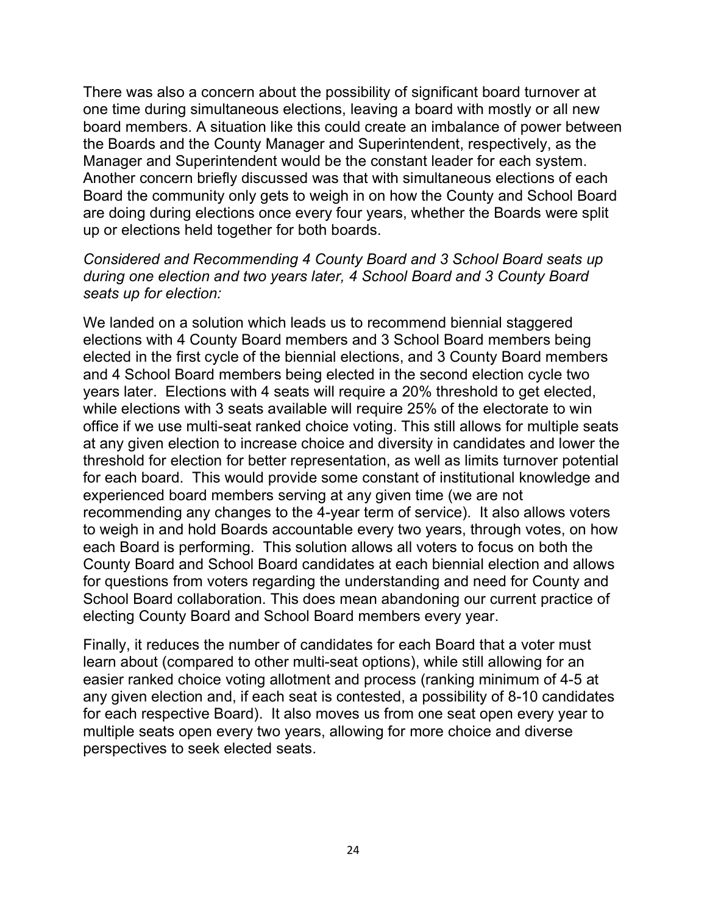There was also a concern about the possibility of significant board turnover at one time during simultaneous elections, leaving a board with mostly or all new board members. A situation like this could create an imbalance of power between the Boards and the County Manager and Superintendent, respectively, as the Manager and Superintendent would be the constant leader for each system. Another concern briefly discussed was that with simultaneous elections of each Board the community only gets to weigh in on how the County and School Board are doing during elections once every four years, whether the Boards were split up or elections held together for both boards.

*Considered and Recommending 4 County Board and 3 School Board seats up during one election and two years later, 4 School Board and 3 County Board seats up for election:*

We landed on a solution which leads us to recommend biennial staggered elections with 4 County Board members and 3 School Board members being elected in the first cycle of the biennial elections, and 3 County Board members and 4 School Board members being elected in the second election cycle two years later. Elections with 4 seats will require a 20% threshold to get elected, while elections with 3 seats available will require 25% of the electorate to win office if we use multi-seat ranked choice voting. This still allows for multiple seats at any given election to increase choice and diversity in candidates and lower the threshold for election for better representation, as well as limits turnover potential for each board. This would provide some constant of institutional knowledge and experienced board members serving at any given time (we are not recommending any changes to the 4-year term of service). It also allows voters to weigh in and hold Boards accountable every two years, through votes, on how each Board is performing. This solution allows all voters to focus on both the County Board and School Board candidates at each biennial election and allows for questions from voters regarding the understanding and need for County and School Board collaboration. This does mean abandoning our current practice of electing County Board and School Board members every year.

Finally, it reduces the number of candidates for each Board that a voter must learn about (compared to other multi-seat options), while still allowing for an easier ranked choice voting allotment and process (ranking minimum of 4-5 at any given election and, if each seat is contested, a possibility of 8-10 candidates for each respective Board). It also moves us from one seat open every year to multiple seats open every two years, allowing for more choice and diverse perspectives to seek elected seats.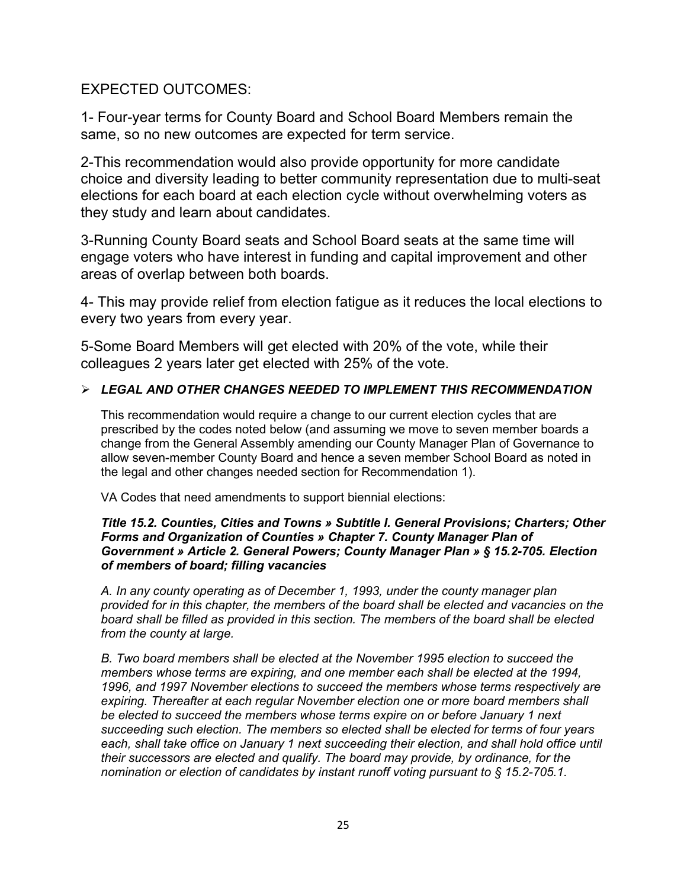EXPECTED OUTCOMES:

1- Four-year terms for County Board and School Board Members remain the same, so no new outcomes are expected for term service.

2-This recommendation would also provide opportunity for more candidate choice and diversity leading to better community representation due to multi-seat elections for each board at each election cycle without overwhelming voters as they study and learn about candidates.

3-Running County Board seats and School Board seats at the same time will engage voters who have interest in funding and capital improvement and other areas of overlap between both boards.

4- This may provide relief from election fatigue as it reduces the local elections to every two years from every year.

5-Some Board Members will get elected with 20% of the vote, while their colleagues 2 years later get elected with 25% of the vote.

- ***LEGAL AND OTHER CHANGES NEEDED TO IMPLEMENT THIS RECOMMENDATION***

This recommendation would require a change to our current election cycles that are prescribed by the codes noted below (and assuming we move to seven member boards a change from the General Assembly amending our County Manager Plan of Governance to allow seven-member County Board and hence a seven member School Board as noted in the legal and other changes needed section for Recommendation 1).

VA Codes that need amendments to support biennial elections:

***Title 15.2. Counties, Cities and Towns » Subtitle I. General Provisions; Charters; Other Forms and Organization of Counties » Chapter 7. County Manager Plan of Government » Article 2. General Powers; County Manager Plan » § 15.2-705. Election of members of board; filling vacancies***

*A. In any county operating as of December 1, 1993, under the county manager plan provided for in this chapter, the members of the board shall be elected and vacancies on the board shall be filled as provided in this section. The members of the board shall be elected from the county at large.*

*B. Two board members shall be elected at the November 1995 election to succeed the members whose terms are expiring, and one member each shall be elected at the 1994, 1996, and 1997 November elections to succeed the members whose terms respectively are expiring. Thereafter at each regular November election one or more board members shall be elected to succeed the members whose terms expire on or before January 1 next succeeding such election. The members so elected shall be elected for terms of four years each, shall take office on January 1 next succeeding their election, and shall hold office until their successors are elected and qualify. The board may provide, by ordinance, for the nomination or election of candidates by instant runoff voting pursuant to § 15.2-705.1.*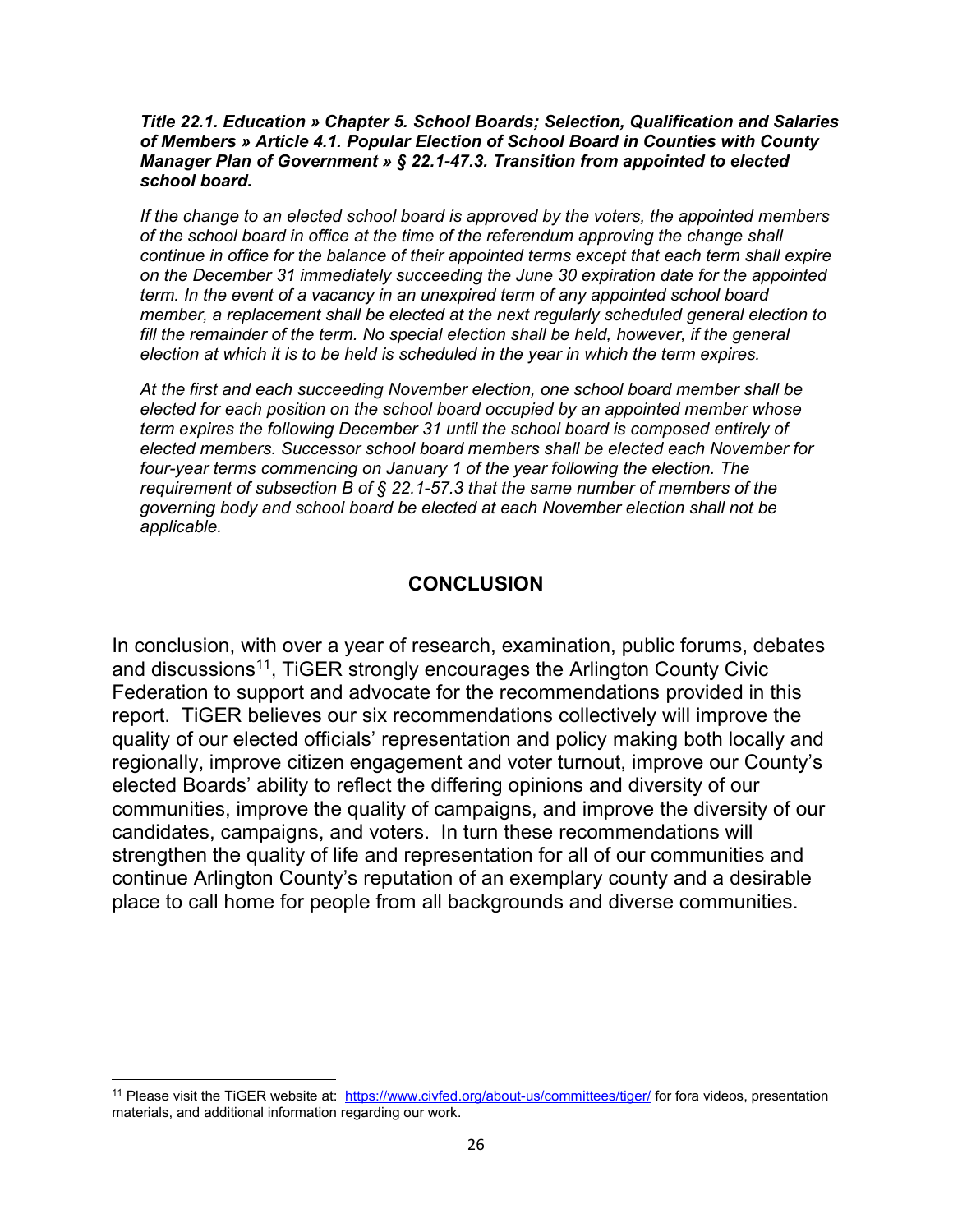***Title 22.1. Education » Chapter 5. School Boards; Selection, Qualification and Salaries of Members » Article 4.1. Popular Election of School Board in Counties with County Manager Plan of Government » § 22.1-47.3. Transition from appointed to elected school board.***

*If the change to an elected school board is approved by the voters, the appointed members of the school board in office at the time of the referendum approving the change shall continue in office for the balance of their appointed terms except that each term shall expire on the December 31 immediately succeeding the June 30 expiration date for the appointed term. In the event of a vacancy in an unexpired term of any appointed school board member, a replacement shall be elected at the next regularly scheduled general election to fill the remainder of the term. No special election shall be held, however, if the general election at which it is to be held is scheduled in the year in which the term expires.*

*At the first and each succeeding November election, one school board member shall be elected for each position on the school board occupied by an appointed member whose term expires the following December 31 until the school board is composed entirely of elected members. Successor school board members shall be elected each November for four-year terms commencing on January 1 of the year following the election. The requirement of subsection B of § 22.1-57.3 that the same number of members of the governing body and school board be elected at each November election shall not be applicable.*

## CONCLUSION

In conclusion, with over a year of research, examination, public forums, debates and discussions[11], TiGER strongly encourages the Arlington County Civic Federation to support and advocate for the recommendations provided in this report. TiGER believes our six recommendations collectively will improve the quality of our elected officials' representation and policy making both locally and regionally, improve citizen engagement and voter turnout, improve our County's elected Boards' ability to reflect the differing opinions and diversity of our communities, improve the quality of campaigns, and improve the diversity of our candidates, campaigns, and voters. In turn these recommendations will strengthen the quality of life and representation for all of our communities and continue Arlington County's reputation of an exemplary county and a desirable place to call home for people from all backgrounds and diverse communities.

[11] Please visit the TiGER website at: https://www.civfed.org/about-us/committees/tiger/ for fora videos, presentation materials, and additional information regarding our work.